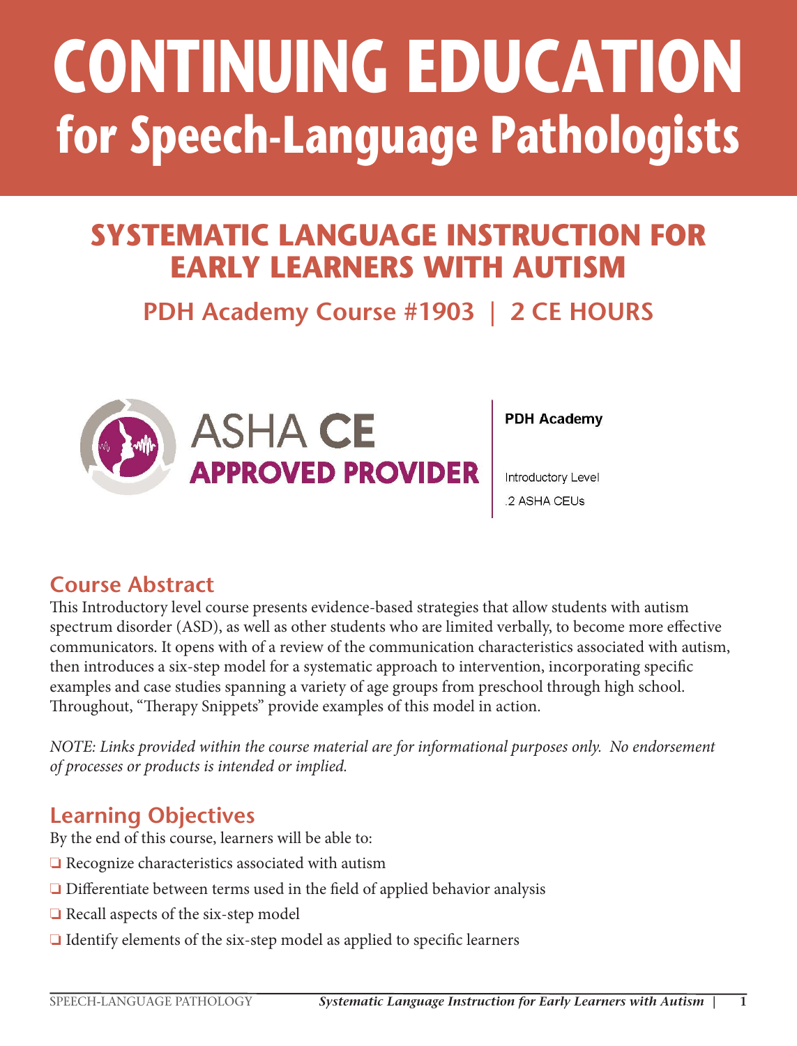# CONTINUING EDUCATION
## for Speech-Language Pathologists

## SYSTEMATIC LANGUAGE INSTRUCTION FOR EARLY LEARNERS WITH AUTISM

### PDH Academy Course #1903 | 2 CE HOURS

ASHA CE APPROVED PROVIDER

**PDH Academy**

Introductory Level

.2 ASHA CEUs

## Course Abstract

This Introductory level course presents evidence-based strategies that allow students with autism spectrum disorder (ASD), as well as other students who are limited verbally, to become more effective communicators. It opens with of a review of the communication characteristics associated with autism, then introduces a six-step model for a systematic approach to intervention, incorporating specific examples and case studies spanning a variety of age groups from preschool through high school. Throughout, "Therapy Snippets" provide examples of this model in action.

*NOTE: Links provided within the course material are for informational purposes only. No endorsement of processes or products is intended or implied.*

## Learning Objectives

By the end of this course, learners will be able to:

- ❑ Recognize characteristics associated with autism
- ❑ Differentiate between terms used in the field of applied behavior analysis
- ❑ Recall aspects of the six-step model
- ❑ Identify elements of the six-step model as applied to specific learners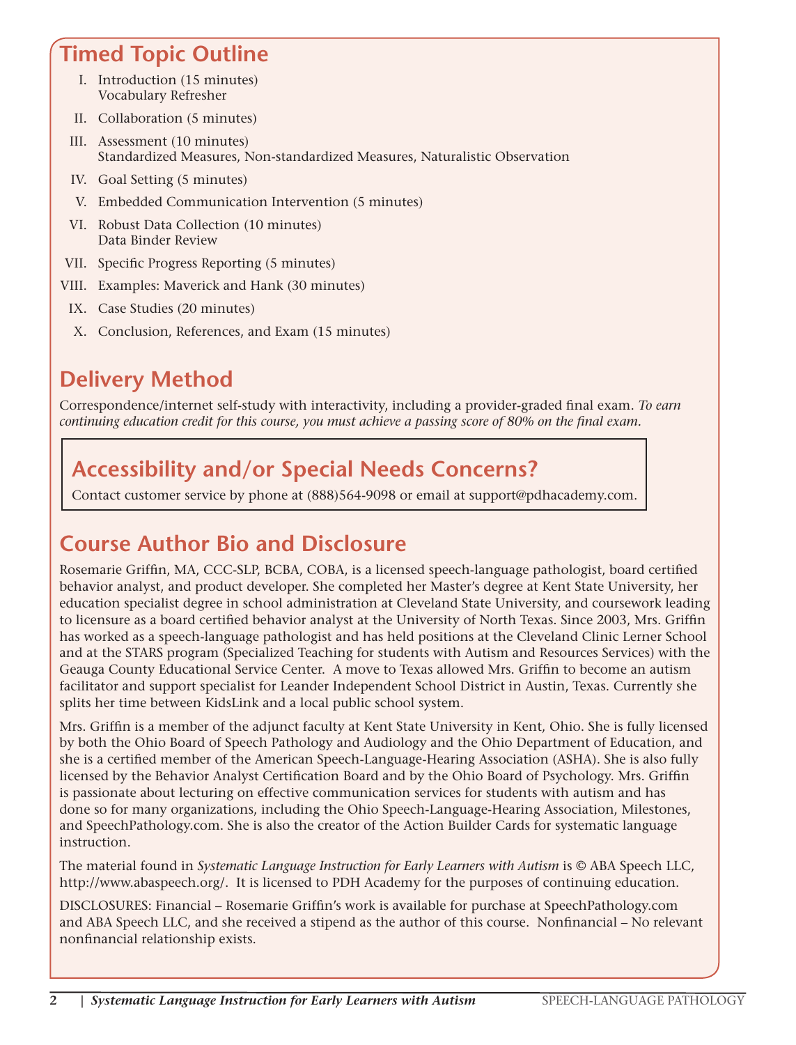## Timed Topic Outline

I. Introduction (15 minutes)
   Vocabulary Refresher

II. Collaboration (5 minutes)

III. Assessment (10 minutes)
   Standardized Measures, Non-standardized Measures, Naturalistic Observation

IV. Goal Setting (5 minutes)

V. Embedded Communication Intervention (5 minutes)

VI. Robust Data Collection (10 minutes)
   Data Binder Review

VII. Specific Progress Reporting (5 minutes)

VIII. Examples: Maverick and Hank (30 minutes)

IX. Case Studies (20 minutes)

X. Conclusion, References, and Exam (15 minutes)

## Delivery Method

Correspondence/internet self-study with interactivity, including a provider-graded final exam. *To earn continuing education credit for this course, you must achieve a passing score of 80% on the final exam.*

## Accessibility and/or Special Needs Concerns?

Contact customer service by phone at (888)564-9098 or email at support@pdhacademy.com.

## Course Author Bio and Disclosure

Rosemarie Griffin, MA, CCC-SLP, BCBA, COBA, is a licensed speech-language pathologist, board certified behavior analyst, and product developer. She completed her Master's degree at Kent State University, her education specialist degree in school administration at Cleveland State University, and coursework leading to licensure as a board certified behavior analyst at the University of North Texas. Since 2003, Mrs. Griffin has worked as a speech-language pathologist and has held positions at the Cleveland Clinic Lerner School and at the STARS program (Specialized Teaching for students with Autism and Resources Services) with the Geauga County Educational Service Center. A move to Texas allowed Mrs. Griffin to become an autism facilitator and support specialist for Leander Independent School District in Austin, Texas. Currently she splits her time between KidsLink and a local public school system.

Mrs. Griffin is a member of the adjunct faculty at Kent State University in Kent, Ohio. She is fully licensed by both the Ohio Board of Speech Pathology and Audiology and the Ohio Department of Education, and she is a certified member of the American Speech-Language-Hearing Association (ASHA). She is also fully licensed by the Behavior Analyst Certification Board and by the Ohio Board of Psychology. Mrs. Griffin is passionate about lecturing on effective communication services for students with autism and has done so for many organizations, including the Ohio Speech-Language-Hearing Association, Milestones, and SpeechPathology.com. She is also the creator of the Action Builder Cards for systematic language instruction.

The material found in *Systematic Language Instruction for Early Learners with Autism* is © ABA Speech LLC, http://www.abaspeech.org/. It is licensed to PDH Academy for the purposes of continuing education.

DISCLOSURES: Financial – Rosemarie Griffin's work is available for purchase at SpeechPathology.com and ABA Speech LLC, and she received a stipend as the author of this course. Nonfinancial – No relevant nonfinancial relationship exists.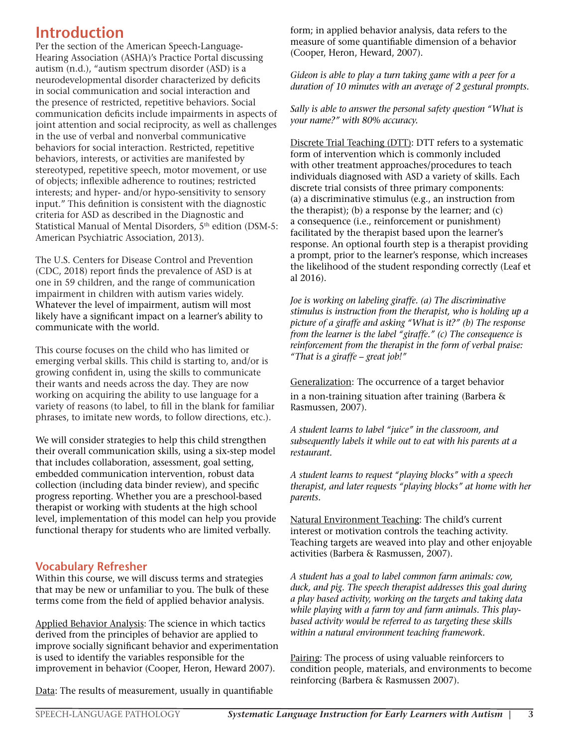# Introduction

Per the section of the American Speech-Language-Hearing Association (ASHA)'s Practice Portal discussing autism (n.d.), "autism spectrum disorder (ASD) is a neurodevelopmental disorder characterized by deficits in social communication and social interaction and the presence of restricted, repetitive behaviors. Social communication deficits include impairments in aspects of joint attention and social reciprocity, as well as challenges in the use of verbal and nonverbal communicative behaviors for social interaction. Restricted, repetitive behaviors, interests, or activities are manifested by stereotyped, repetitive speech, motor movement, or use of objects; inflexible adherence to routines; restricted interests; and hyper- and/or hypo-sensitivity to sensory input." This definition is consistent with the diagnostic criteria for ASD as described in the Diagnostic and Statistical Manual of Mental Disorders, 5th edition (DSM-5: American Psychiatric Association, 2013).

The U.S. Centers for Disease Control and Prevention (CDC, 2018) report finds the prevalence of ASD is at one in 59 children, and the range of communication impairment in children with autism varies widely. Whatever the level of impairment, autism will most likely have a significant impact on a learner's ability to communicate with the world.

This course focuses on the child who has limited or emerging verbal skills. This child is starting to, and/or is growing confident in, using the skills to communicate their wants and needs across the day. They are now working on acquiring the ability to use language for a variety of reasons (to label, to fill in the blank for familiar phrases, to imitate new words, to follow directions, etc.).

We will consider strategies to help this child strengthen their overall communication skills, using a six-step model that includes collaboration, assessment, goal setting, embedded communication intervention, robust data collection (including data binder review), and specific progress reporting. Whether you are a preschool-based therapist or working with students at the high school level, implementation of this model can help you provide functional therapy for students who are limited verbally.

## Vocabulary Refresher

Within this course, we will discuss terms and strategies that may be new or unfamiliar to you. The bulk of these terms come from the field of applied behavior analysis.

Applied Behavior Analysis: The science in which tactics derived from the principles of behavior are applied to improve socially significant behavior and experimentation is used to identify the variables responsible for the improvement in behavior (Cooper, Heron, Heward 2007).

Data: The results of measurement, usually in quantifiable form; in applied behavior analysis, data refers to the measure of some quantifiable dimension of a behavior (Cooper, Heron, Heward, 2007).

*Gideon is able to play a turn taking game with a peer for a duration of 10 minutes with an average of 2 gestural prompts.*

*Sally is able to answer the personal safety question "What is your name?" with 80% accuracy.*

Discrete Trial Teaching (DTT): DTT refers to a systematic form of intervention which is commonly included with other treatment approaches/procedures to teach individuals diagnosed with ASD a variety of skills. Each discrete trial consists of three primary components: (a) a discriminative stimulus (e.g., an instruction from the therapist); (b) a response by the learner; and (c) a consequence (i.e., reinforcement or punishment) facilitated by the therapist based upon the learner's response. An optional fourth step is a therapist providing a prompt, prior to the learner's response, which increases the likelihood of the student responding correctly (Leaf et al 2016).

*Joe is working on labeling giraffe. (a) The discriminative stimulus is instruction from the therapist, who is holding up a picture of a giraffe and asking "What is it?" (b) The response from the learner is the label "giraffe." (c) The consequence is reinforcement from the therapist in the form of verbal praise: "That is a giraffe – great job!"*

Generalization: The occurrence of a target behavior in a non-training situation after training (Barbera & Rasmussen, 2007).

*A student learns to label "juice" in the classroom, and subsequently labels it while out to eat with his parents at a restaurant.*

*A student learns to request "playing blocks" with a speech therapist, and later requests "playing blocks" at home with her parents.*

Natural Environment Teaching: The child's current interest or motivation controls the teaching activity. Teaching targets are weaved into play and other enjoyable activities (Barbera & Rasmussen, 2007).

*A student has a goal to label common farm animals: cow, duck, and pig. The speech therapist addresses this goal during a play based activity, working on the targets and taking data while playing with a farm toy and farm animals. This play-based activity would be referred to as targeting these skills within a natural environment teaching framework.*

Pairing: The process of using valuable reinforcers to condition people, materials, and environments to become reinforcing (Barbera & Rasmussen 2007).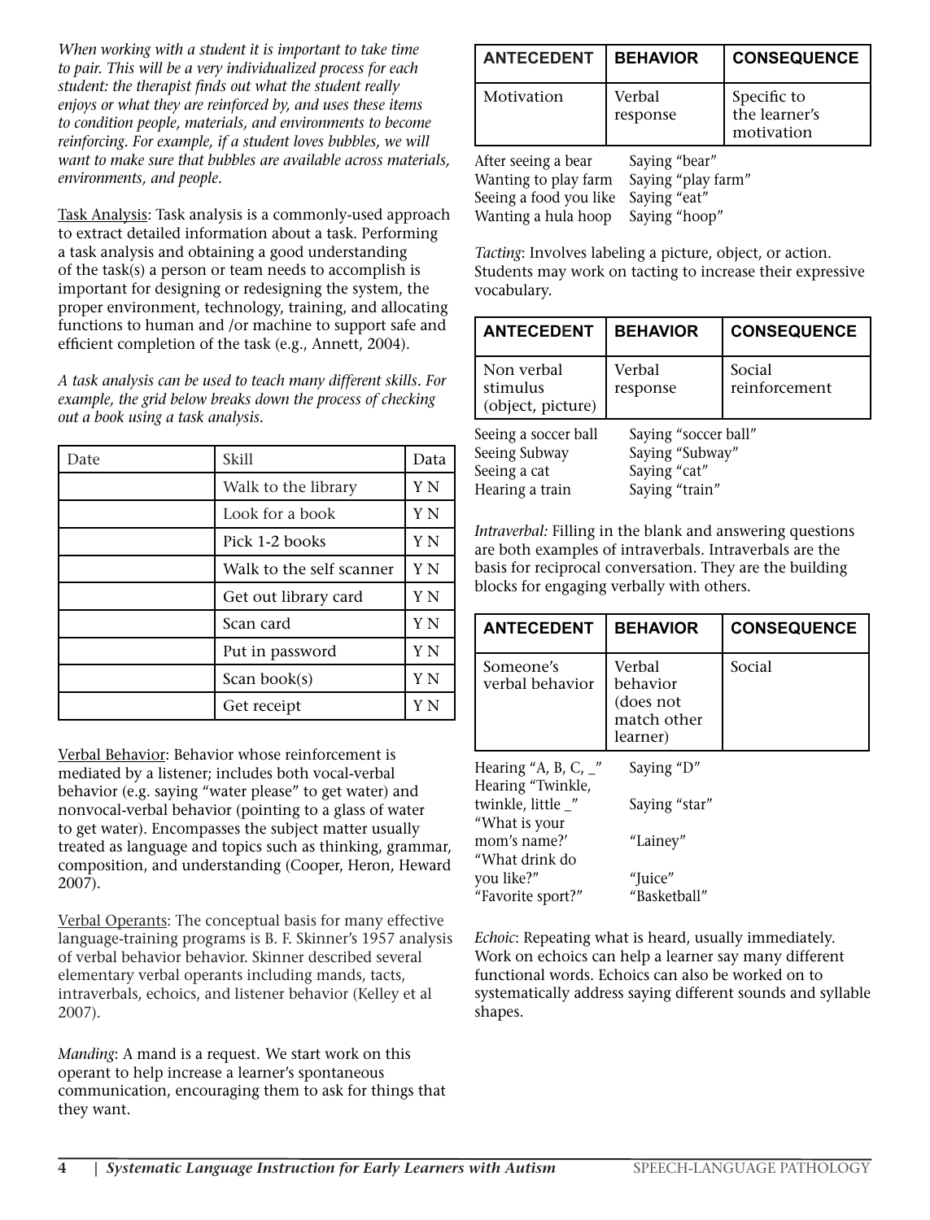*When working with a student it is important to take time to pair. This will be a very individualized process for each student: the therapist finds out what the student really enjoys or what they are reinforced by, and uses these items to condition people, materials, and environments to become reinforcing. For example, if a student loves bubbles, we will want to make sure that bubbles are available across materials, environments, and people.*

Task Analysis: Task analysis is a commonly-used approach to extract detailed information about a task. Performing a task analysis and obtaining a good understanding of the task(s) a person or team needs to accomplish is important for designing or redesigning the system, the proper environment, technology, training, and allocating functions to human and /or machine to support safe and efficient completion of the task (e.g., Annett, 2004).

*A task analysis can be used to teach many different skills. For example, the grid below breaks down the process of checking out a book using a task analysis.*

| Date | Skill | Data |
|---|---|---|
| | Walk to the library | Y N |
| | Look for a book | Y N |
| | Pick 1-2 books | Y N |
| | Walk to the self scanner | Y N |
| | Get out library card | Y N |
| | Scan card | Y N |
| | Put in password | Y N |
| | Scan book(s) | Y N |
| | Get receipt | Y N |

Verbal Behavior: Behavior whose reinforcement is mediated by a listener; includes both vocal-verbal behavior (e.g. saying "water please" to get water) and nonvocal-verbal behavior (pointing to a glass of water to get water). Encompasses the subject matter usually treated as language and topics such as thinking, grammar, composition, and understanding (Cooper, Heron, Heward 2007).

Verbal Operants: The conceptual basis for many effective language-training programs is B. F. Skinner's 1957 analysis of verbal behavior behavior. Skinner described several elementary verbal operants including mands, tacts, intraverbals, echoics, and listener behavior (Kelley et al 2007).

*Manding*: A mand is a request. We start work on this operant to help increase a learner's spontaneous communication, encouraging them to ask for things that they want.

| ANTECEDENT | BEHAVIOR | CONSEQUENCE |
|---|---|---|
| Motivation | Verbal response | Specific to the learner's motivation |

| | |
|---|---|
| After seeing a bear | Saying "bear" |
| Wanting to play farm | Saying "play farm" |
| Seeing a food you like | Saying "eat" |
| Wanting a hula hoop | Saying "hoop" |

*Tacting*: Involves labeling a picture, object, or action. Students may work on tacting to increase their expressive vocabulary.

| ANTECEDENT | BEHAVIOR | CONSEQUENCE |
|---|---|---|
| Non verbal stimulus (object, picture) | Verbal response | Social reinforcement |

| | |
|---|---|
| Seeing a soccer ball | Saying "soccer ball" |
| Seeing Subway | Saying "Subway" |
| Seeing a cat | Saying "cat" |
| Hearing a train | Saying "train" |

*Intraverbal:* Filling in the blank and answering questions are both examples of intraverbals. Intraverbals are the basis for reciprocal conversation. They are the building blocks for engaging verbally with others.

| ANTECEDENT | BEHAVIOR | CONSEQUENCE |
|---|---|---|
| Someone's verbal behavior | Verbal behavior (does not match other learner) | Social |

| | |
|---|---|
| Hearing "A, B, C, _" | Saying "D" |
| Hearing "Twinkle, twinkle, little _" | Saying "star" |
| "What is your mom's name?' | "Lainey" |
| "What drink do you like?" | "Juice" |
| "Favorite sport?" | "Basketball" |

*Echoic*: Repeating what is heard, usually immediately. Work on echoics can help a learner say many different functional words. Echoics can also be worked on to systematically address saying different sounds and syllable shapes.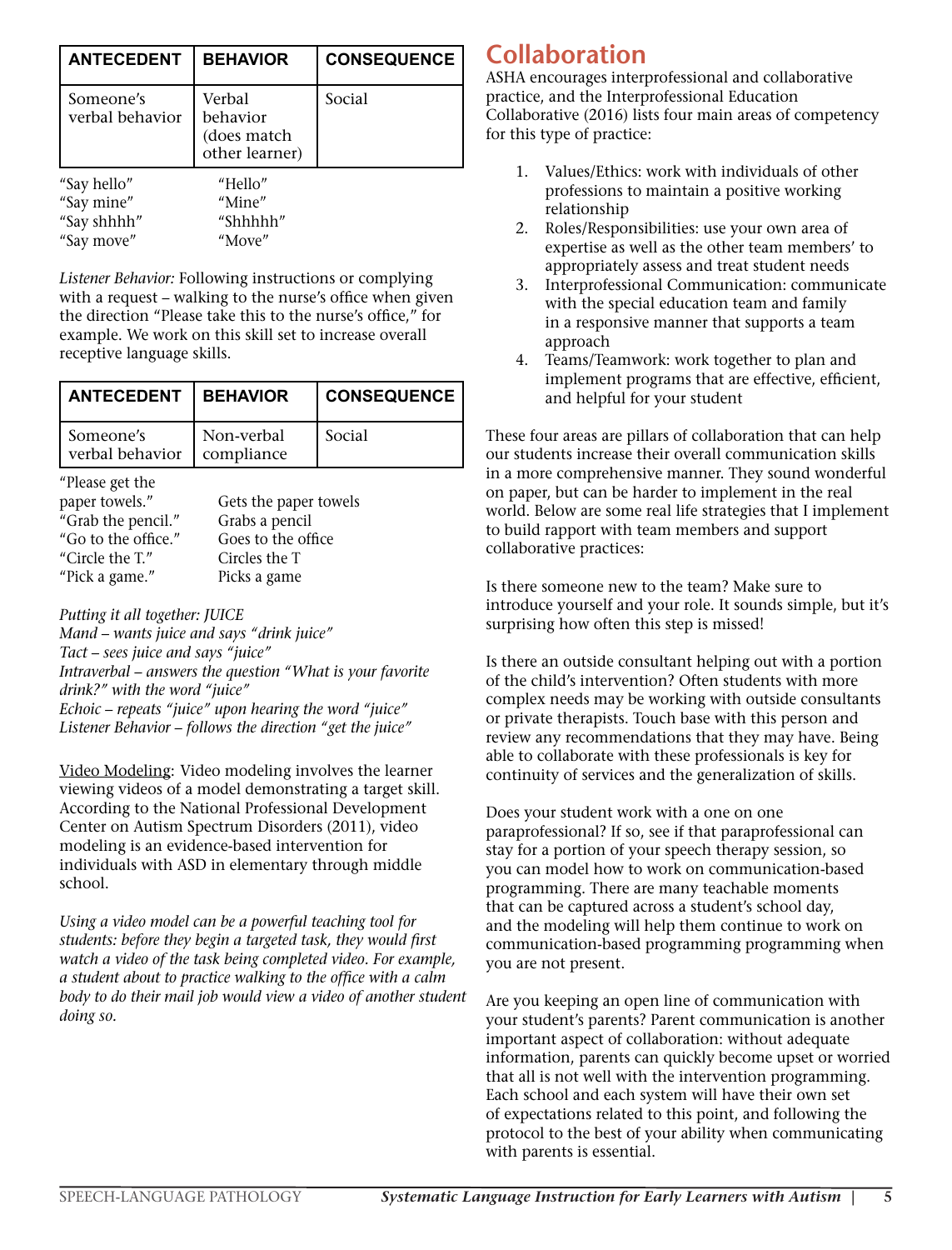| ANTECEDENT | BEHAVIOR | CONSEQUENCE |
|---|---|---|
| Someone's verbal behavior | Verbal behavior (does match other learner) | Social |

"Say hello" "Hello"
"Say mine" "Mine"
"Say shhhh" "Shhhhh"
"Say move" "Move"

*Listener Behavior:* Following instructions or complying with a request – walking to the nurse's office when given the direction "Please take this to the nurse's office," for example. We work on this skill set to increase overall receptive language skills.

| ANTECEDENT | BEHAVIOR | CONSEQUENCE |
|---|---|---|
| Someone's verbal behavior | Non-verbal compliance | Social |

"Please get the paper towels." Gets the paper towels
"Grab the pencil." Grabs a pencil
"Go to the office." Goes to the office
"Circle the T." Circles the T
"Pick a game." Picks a game

*Putting it all together: JUICE*
*Mand – wants juice and says "drink juice"*
*Tact – sees juice and says "juice"*
*Intraverbal – answers the question "What is your favorite drink?" with the word "juice"*
*Echoic – repeats "juice" upon hearing the word "juice"*
*Listener Behavior – follows the direction "get the juice"*

Video Modeling: Video modeling involves the learner viewing videos of a model demonstrating a target skill. According to the National Professional Development Center on Autism Spectrum Disorders (2011), video modeling is an evidence-based intervention for individuals with ASD in elementary through middle school.

*Using a video model can be a powerful teaching tool for students: before they begin a targeted task, they would first watch a video of the task being completed video. For example, a student about to practice walking to the office with a calm body to do their mail job would view a video of another student doing so.*

## Collaboration

ASHA encourages interprofessional and collaborative practice, and the Interprofessional Education Collaborative (2016) lists four main areas of competency for this type of practice:

1. Values/Ethics: work with individuals of other professions to maintain a positive working relationship
2. Roles/Responsibilities: use your own area of expertise as well as the other team members' to appropriately assess and treat student needs
3. Interprofessional Communication: communicate with the special education team and family in a responsive manner that supports a team approach
4. Teams/Teamwork: work together to plan and implement programs that are effective, efficient, and helpful for your student

These four areas are pillars of collaboration that can help our students increase their overall communication skills in a more comprehensive manner. They sound wonderful on paper, but can be harder to implement in the real world. Below are some real life strategies that I implement to build rapport with team members and support collaborative practices:

Is there someone new to the team? Make sure to introduce yourself and your role. It sounds simple, but it's surprising how often this step is missed!

Is there an outside consultant helping out with a portion of the child's intervention? Often students with more complex needs may be working with outside consultants or private therapists. Touch base with this person and review any recommendations that they may have. Being able to collaborate with these professionals is key for continuity of services and the generalization of skills.

Does your student work with a one on one paraprofessional? If so, see if that paraprofessional can stay for a portion of your speech therapy session, so you can model how to work on communication-based programming. There are many teachable moments that can be captured across a student's school day, and the modeling will help them continue to work on communication-based programming programming when you are not present.

Are you keeping an open line of communication with your student's parents? Parent communication is another important aspect of collaboration: without adequate information, parents can quickly become upset or worried that all is not well with the intervention programming. Each school and each system will have their own set of expectations related to this point, and following the protocol to the best of your ability when communicating with parents is essential.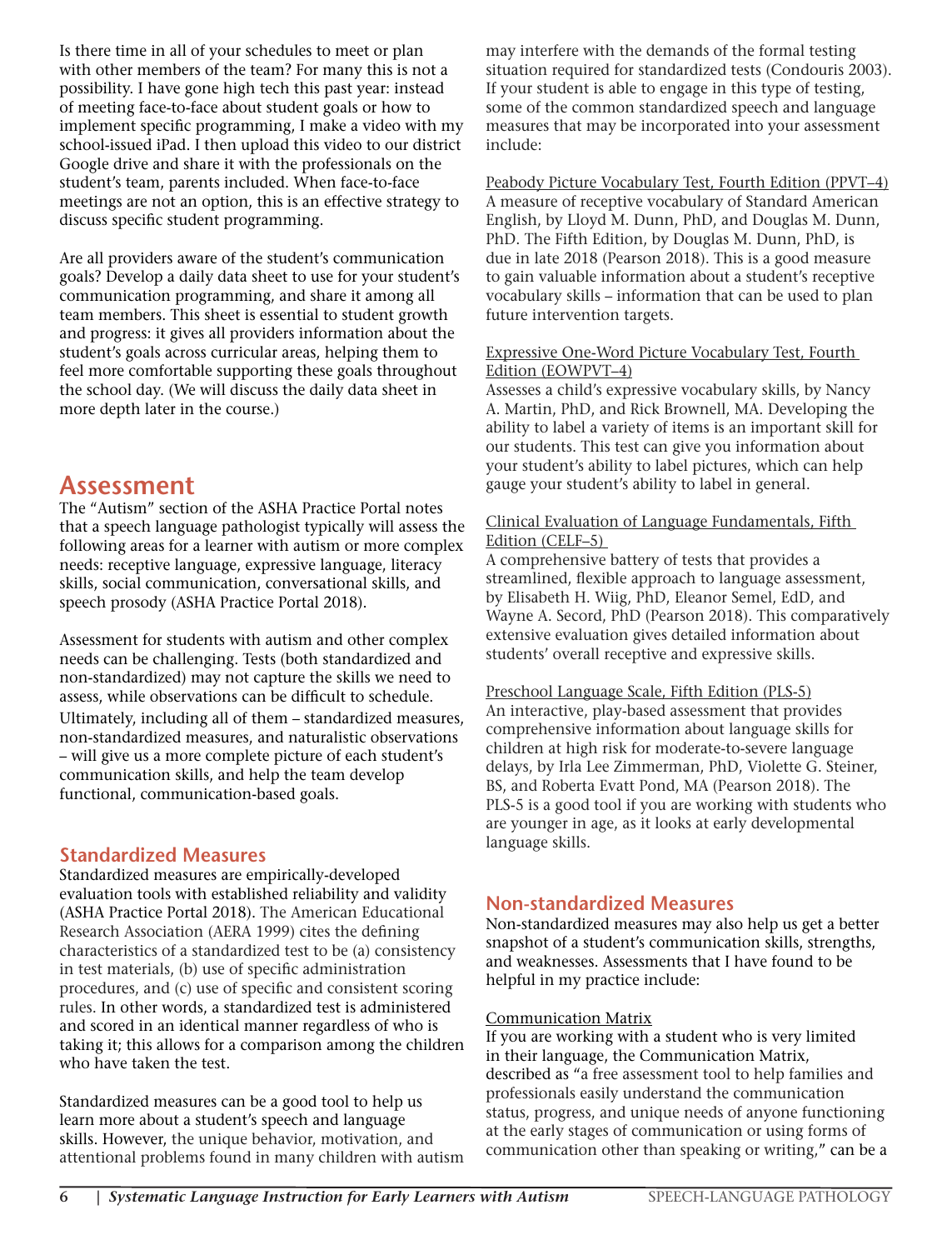Is there time in all of your schedules to meet or plan with other members of the team? For many this is not a possibility. I have gone high tech this past year: instead of meeting face-to-face about student goals or how to implement specific programming, I make a video with my school-issued iPad. I then upload this video to our district Google drive and share it with the professionals on the student's team, parents included. When face-to-face meetings are not an option, this is an effective strategy to discuss specific student programming.

Are all providers aware of the student's communication goals? Develop a daily data sheet to use for your student's communication programming, and share it among all team members. This sheet is essential to student growth and progress: it gives all providers information about the student's goals across curricular areas, helping them to feel more comfortable supporting these goals throughout the school day. (We will discuss the daily data sheet in more depth later in the course.)

## Assessment

The "Autism" section of the ASHA Practice Portal notes that a speech language pathologist typically will assess the following areas for a learner with autism or more complex needs: receptive language, expressive language, literacy skills, social communication, conversational skills, and speech prosody (ASHA Practice Portal 2018).

Assessment for students with autism and other complex needs can be challenging. Tests (both standardized and non-standardized) may not capture the skills we need to assess, while observations can be difficult to schedule. Ultimately, including all of them – standardized measures, non-standardized measures, and naturalistic observations – will give us a more complete picture of each student's communication skills, and help the team develop functional, communication-based goals.

### Standardized Measures

Standardized measures are empirically-developed evaluation tools with established reliability and validity (ASHA Practice Portal 2018). The American Educational Research Association (AERA 1999) cites the defining characteristics of a standardized test to be (a) consistency in test materials, (b) use of specific administration procedures, and (c) use of specific and consistent scoring rules. In other words, a standardized test is administered and scored in an identical manner regardless of who is taking it; this allows for a comparison among the children who have taken the test.

Standardized measures can be a good tool to help us learn more about a student's speech and language skills. However, the unique behavior, motivation, and attentional problems found in many children with autism may interfere with the demands of the formal testing situation required for standardized tests (Condouris 2003). If your student is able to engage in this type of testing, some of the common standardized speech and language measures that may be incorporated into your assessment include:

Peabody Picture Vocabulary Test, Fourth Edition (PPVT–4)
A measure of receptive vocabulary of Standard American English, by Lloyd M. Dunn, PhD, and Douglas M. Dunn, PhD. The Fifth Edition, by Douglas M. Dunn, PhD, is due in late 2018 (Pearson 2018). This is a good measure to gain valuable information about a student's receptive vocabulary skills – information that can be used to plan future intervention targets.

Expressive One-Word Picture Vocabulary Test, Fourth Edition (EOWPVT–4)
Assesses a child's expressive vocabulary skills, by Nancy A. Martin, PhD, and Rick Brownell, MA. Developing the ability to label a variety of items is an important skill for our students. This test can give you information about your student's ability to label pictures, which can help gauge your student's ability to label in general.

Clinical Evaluation of Language Fundamentals, Fifth Edition (CELF–5)
A comprehensive battery of tests that provides a streamlined, flexible approach to language assessment, by Elisabeth H. Wiig, PhD, Eleanor Semel, EdD, and Wayne A. Secord, PhD (Pearson 2018). This comparatively extensive evaluation gives detailed information about students' overall receptive and expressive skills.

Preschool Language Scale, Fifth Edition (PLS-5)
An interactive, play-based assessment that provides comprehensive information about language skills for children at high risk for moderate-to-severe language delays, by Irla Lee Zimmerman, PhD, Violette G. Steiner, BS, and Roberta Evatt Pond, MA (Pearson 2018). The PLS-5 is a good tool if you are working with students who are younger in age, as it looks at early developmental language skills.

### Non-standardized Measures

Non-standardized measures may also help us get a better snapshot of a student's communication skills, strengths, and weaknesses. Assessments that I have found to be helpful in my practice include:

Communication Matrix
If you are working with a student who is very limited in their language, the Communication Matrix, described as "a free assessment tool to help families and professionals easily understand the communication status, progress, and unique needs of anyone functioning at the early stages of communication or using forms of communication other than speaking or writing," can be a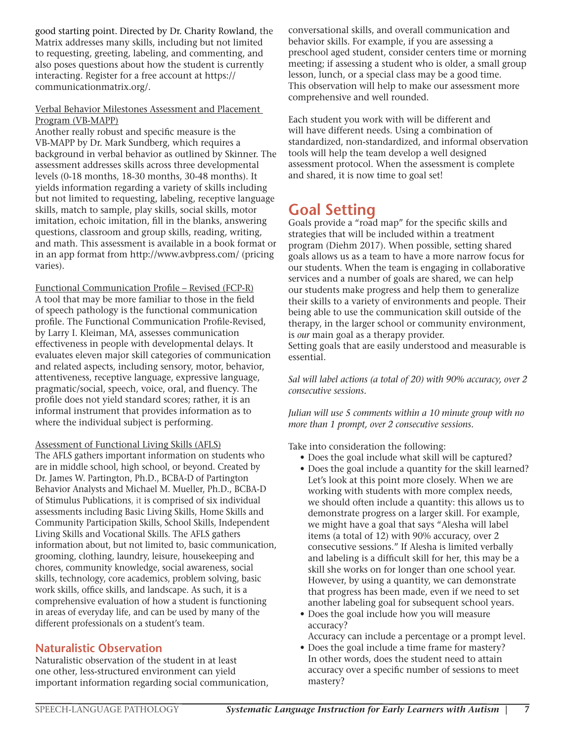good starting point. Directed by Dr. Charity Rowland, the Matrix addresses many skills, including but not limited to requesting, greeting, labeling, and commenting, and also poses questions about how the student is currently interacting. Register for a free account at https://communicationmatrix.org/.

<u>Verbal Behavior Milestones Assessment and Placement Program (VB-MAPP)</u>

Another really robust and specific measure is the VB-MAPP by Dr. Mark Sundberg, which requires a background in verbal behavior as outlined by Skinner. The assessment addresses skills across three developmental levels (0-18 months, 18-30 months, 30-48 months). It yields information regarding a variety of skills including but not limited to requesting, labeling, receptive language skills, match to sample, play skills, social skills, motor imitation, echoic imitation, fill in the blanks, answering questions, classroom and group skills, reading, writing, and math. This assessment is available in a book format or in an app format from http://www.avbpress.com/ (pricing varies).

<u>Functional Communication Profile – Revised (FCP-R)</u>

A tool that may be more familiar to those in the field of speech pathology is the functional communication profile. The Functional Communication Profile-Revised, by Larry I. Kleiman, MA, assesses communication effectiveness in people with developmental delays. It evaluates eleven major skill categories of communication and related aspects, including sensory, motor, behavior, attentiveness, receptive language, expressive language, pragmatic/social, speech, voice, oral, and fluency. The profile does not yield standard scores; rather, it is an informal instrument that provides information as to where the individual subject is performing.

<u>Assessment of Functional Living Skills (AFLS)</u>

The AFLS gathers important information on students who are in middle school, high school, or beyond. Created by Dr. James W. Partington, Ph.D., BCBA-D of Partington Behavior Analysts and Michael M. Mueller, Ph.D., BCBA-D of Stimulus Publications, it is comprised of six individual assessments including Basic Living Skills, Home Skills and Community Participation Skills, School Skills, Independent Living Skills and Vocational Skills. The AFLS gathers information about, but not limited to, basic communication, grooming, clothing, laundry, leisure, housekeeping and chores, community knowledge, social awareness, social skills, technology, core academics, problem solving, basic work skills, office skills, and landscape. As such, it is a comprehensive evaluation of how a student is functioning in areas of everyday life, and can be used by many of the different professionals on a student's team.

### Naturalistic Observation

Naturalistic observation of the student in at least one other, less-structured environment can yield important information regarding social communication, conversational skills, and overall communication and behavior skills. For example, if you are assessing a preschool aged student, consider centers time or morning meeting; if assessing a student who is older, a small group lesson, lunch, or a special class may be a good time. This observation will help to make our assessment more comprehensive and well rounded.

Each student you work with will be different and will have different needs. Using a combination of standardized, non-standardized, and informal observation tools will help the team develop a well designed assessment protocol. When the assessment is complete and shared, it is now time to goal set!

## Goal Setting

Goals provide a "road map" for the specific skills and strategies that will be included within a treatment program (Diehm 2017). When possible, setting shared goals allows us as a team to have a more narrow focus for our students. When the team is engaging in collaborative services and a number of goals are shared, we can help our students make progress and help them to generalize their skills to a variety of environments and people. Their being able to use the communication skill outside of the therapy, in the larger school or community environment, is *our* main goal as a therapy provider.
Setting goals that are easily understood and measurable is essential.

*Sal will label actions (a total of 20) with 90% accuracy, over 2 consecutive sessions.*

*Julian will use 5 comments within a 10 minute group with no more than 1 prompt, over 2 consecutive sessions.*

Take into consideration the following:

- Does the goal include what skill will be captured?
- Does the goal include a quantity for the skill learned? Let's look at this point more closely. When we are working with students with more complex needs, we should often include a quantity: this allows us to demonstrate progress on a larger skill. For example, we might have a goal that says "Alesha will label items (a total of 12) with 90% accuracy, over 2 consecutive sessions." If Alesha is limited verbally and labeling is a difficult skill for her, this may be a skill she works on for longer than one school year. However, by using a quantity, we can demonstrate that progress has been made, even if we need to set another labeling goal for subsequent school years.
- Does the goal include how you will measure accuracy?
  Accuracy can include a percentage or a prompt level.
- Does the goal include a time frame for mastery? In other words, does the student need to attain accuracy over a specific number of sessions to meet mastery?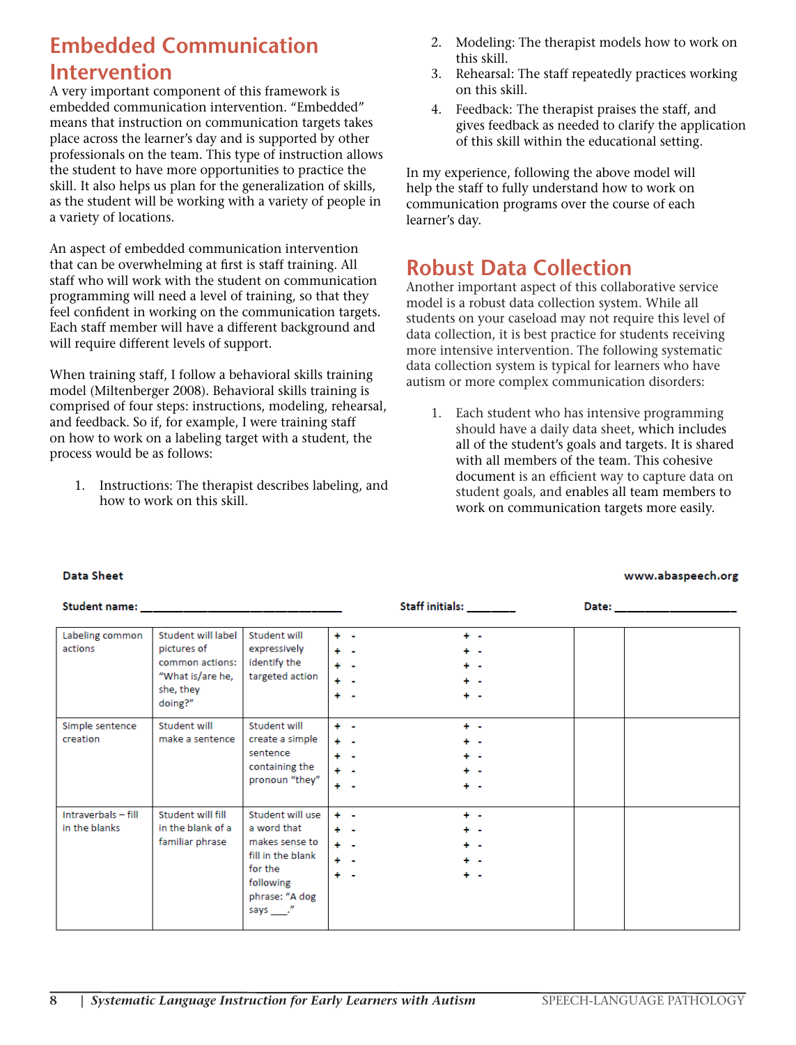## Embedded Communication Intervention

A very important component of this framework is embedded communication intervention. "Embedded" means that instruction on communication targets takes place across the learner's day and is supported by other professionals on the team. This type of instruction allows the student to have more opportunities to practice the skill. It also helps us plan for the generalization of skills, as the student will be working with a variety of people in a variety of locations.

An aspect of embedded communication intervention that can be overwhelming at first is staff training. All staff who will work with the student on communication programming will need a level of training, so that they feel confident in working on the communication targets. Each staff member will have a different background and will require different levels of support.

When training staff, I follow a behavioral skills training model (Miltenberger 2008). Behavioral skills training is comprised of four steps: instructions, modeling, rehearsal, and feedback. So if, for example, I were training staff on how to work on a labeling target with a student, the process would be as follows:

1. Instructions: The therapist describes labeling, and how to work on this skill.
2. Modeling: The therapist models how to work on this skill.
3. Rehearsal: The staff repeatedly practices working on this skill.
4. Feedback: The therapist praises the staff, and gives feedback as needed to clarify the application of this skill within the educational setting.

In my experience, following the above model will help the staff to fully understand how to work on communication programs over the course of each learner's day.

## Robust Data Collection

Another important aspect of this collaborative service model is a robust data collection system. While all students on your caseload may not require this level of data collection, it is best practice for students receiving more intensive intervention. The following systematic data collection system is typical for learners who have autism or more complex communication disorders:

1. Each student who has intensive programming should have a daily data sheet, which includes all of the student's goals and targets. It is shared with all members of the team. This cohesive document is an efficient way to capture data on student goals, and enables all team members to work on communication targets more easily.

**Data Sheet** **www.abaspeech.org**

**Student name:** ____________________ **Staff initials:** ________ **Date:** ____________

| | | | | | | |
|---|---|---|---|---|---|---|
| Labeling common actions | Student will label pictures of common actions: "What is/are he, she, they doing?" | Student will expressively identify the targeted action | + -<br>+ -<br>+ -<br>+ -<br>+ - | + -<br>+ -<br>+ -<br>+ -<br>+ - | | |
| Simple sentence creation | Student will make a sentence | Student will create a simple sentence containing the pronoun "they" | + -<br>+ -<br>+ -<br>+ -<br>+ - | + -<br>+ -<br>+ -<br>+ -<br>+ - | | |
| Intraverbals – fill in the blanks | Student will fill in the blank of a familiar phrase | Student will use a word that makes sense to fill in the blank for the following phrase: "A dog says ___." | + -<br>+ -<br>+ -<br>+ -<br>+ - | + -<br>+ -<br>+ -<br>+ -<br>+ - | | |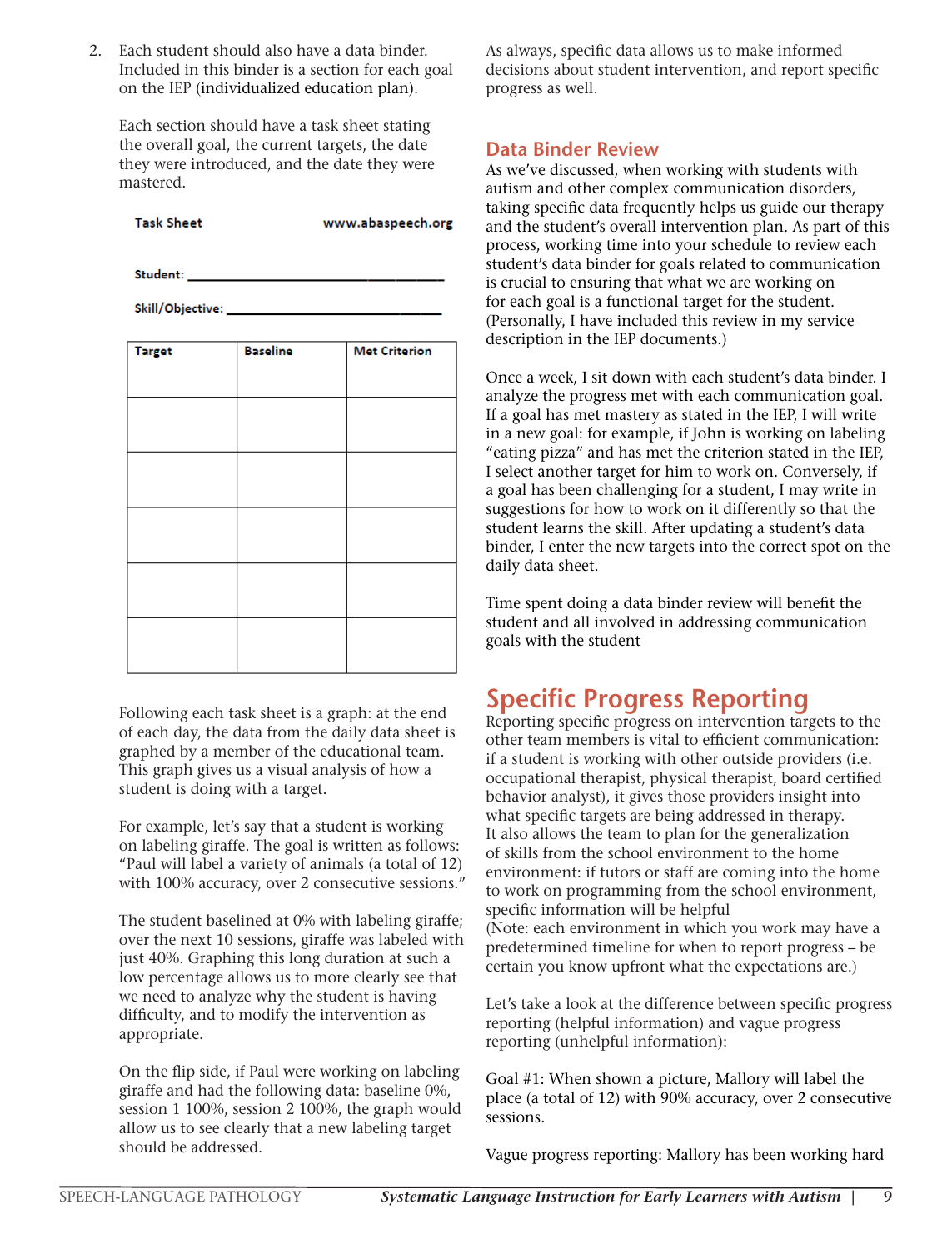2. Each student should also have a data binder. Included in this binder is a section for each goal on the IEP (individualized education plan).

   Each section should have a task sheet stating the overall goal, the current targets, the date they were introduced, and the date they were mastered.

**Task Sheet** www.abaspeech.org

**Student:** ___________________________

**Skill/Objective:** ______________________

| Target | Baseline | Met Criterion |
|---|---|---|
| | | |
| | | |
| | | |
| | | |
| | | |
| | | |

Following each task sheet is a graph: at the end of each day, the data from the daily data sheet is graphed by a member of the educational team. This graph gives us a visual analysis of how a student is doing with a target.

For example, let's say that a student is working on labeling giraffe. The goal is written as follows: "Paul will label a variety of animals (a total of 12) with 100% accuracy, over 2 consecutive sessions."

The student baselined at 0% with labeling giraffe; over the next 10 sessions, giraffe was labeled with just 40%. Graphing this long duration at such a low percentage allows us to more clearly see that we need to analyze why the student is having difficulty, and to modify the intervention as appropriate.

On the flip side, if Paul were working on labeling giraffe and had the following data: baseline 0%, session 1 100%, session 2 100%, the graph would allow us to see clearly that a new labeling target should be addressed.

As always, specific data allows us to make informed decisions about student intervention, and report specific progress as well.

## Data Binder Review

As we've discussed, when working with students with autism and other complex communication disorders, taking specific data frequently helps us guide our therapy and the student's overall intervention plan. As part of this process, working time into your schedule to review each student's data binder for goals related to communication is crucial to ensuring that what we are working on for each goal is a functional target for the student. (Personally, I have included this review in my service description in the IEP documents.)

Once a week, I sit down with each student's data binder. I analyze the progress met with each communication goal. If a goal has met mastery as stated in the IEP, I will write in a new goal: for example, if John is working on labeling "eating pizza" and has met the criterion stated in the IEP, I select another target for him to work on. Conversely, if a goal has been challenging for a student, I may write in suggestions for how to work on it differently so that the student learns the skill. After updating a student's data binder, I enter the new targets into the correct spot on the daily data sheet.

Time spent doing a data binder review will benefit the student and all involved in addressing communication goals with the student

# Specific Progress Reporting

Reporting specific progress on intervention targets to the other team members is vital to efficient communication: if a student is working with other outside providers (i.e. occupational therapist, physical therapist, board certified behavior analyst), it gives those providers insight into what specific targets are being addressed in therapy. It also allows the team to plan for the generalization of skills from the school environment to the home environment: if tutors or staff are coming into the home to work on programming from the school environment, specific information will be helpful
(Note: each environment in which you work may have a predetermined timeline for when to report progress – be certain you know upfront what the expectations are.)

Let's take a look at the difference between specific progress reporting (helpful information) and vague progress reporting (unhelpful information):

Goal #1: When shown a picture, Mallory will label the place (a total of 12) with 90% accuracy, over 2 consecutive sessions.

Vague progress reporting: Mallory has been working hard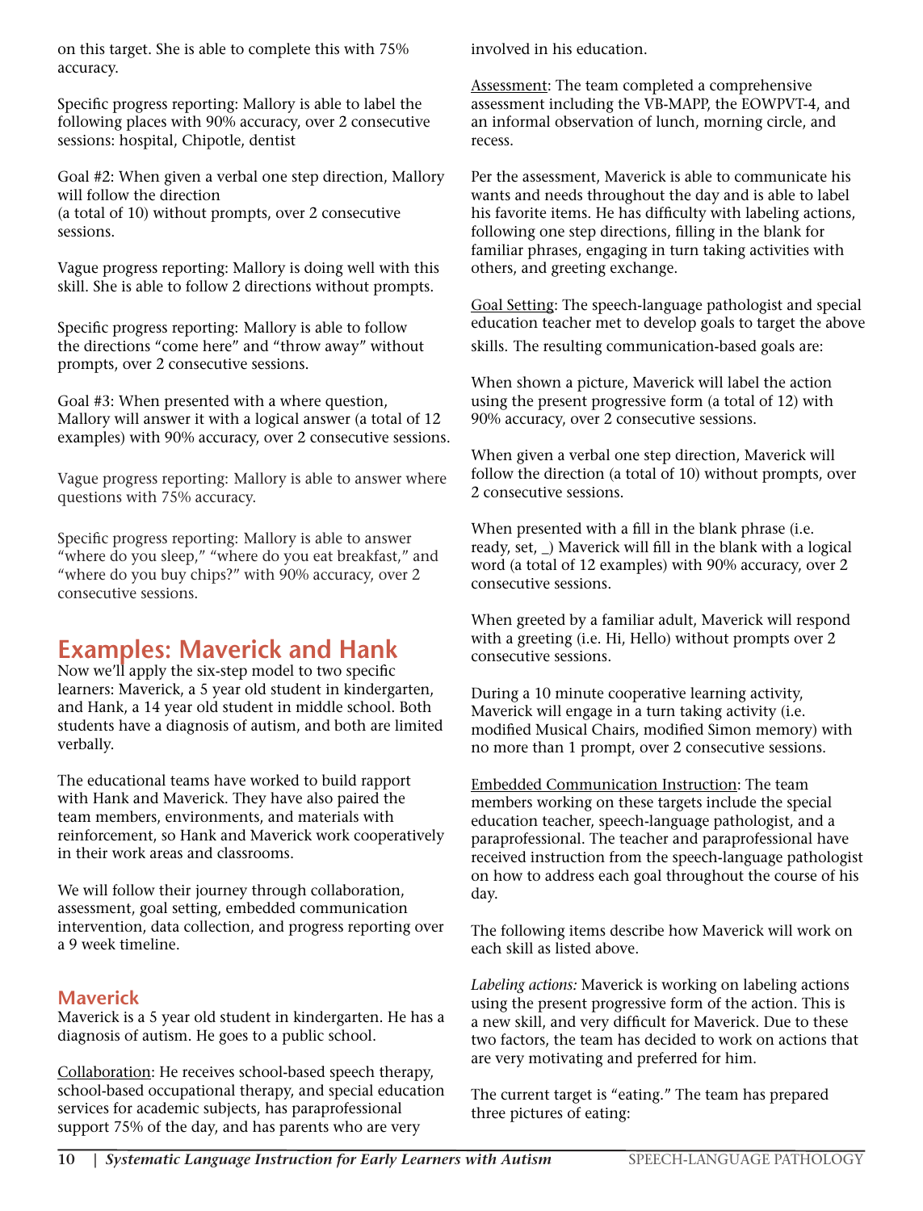on this target. She is able to complete this with 75% accuracy.

Specific progress reporting: Mallory is able to label the following places with 90% accuracy, over 2 consecutive sessions: hospital, Chipotle, dentist

Goal #2: When given a verbal one step direction, Mallory will follow the direction
(a total of 10) without prompts, over 2 consecutive sessions.

Vague progress reporting: Mallory is doing well with this skill. She is able to follow 2 directions without prompts.

Specific progress reporting: Mallory is able to follow the directions "come here" and "throw away" without prompts, over 2 consecutive sessions.

Goal #3: When presented with a where question, Mallory will answer it with a logical answer (a total of 12 examples) with 90% accuracy, over 2 consecutive sessions.

Vague progress reporting: Mallory is able to answer where questions with 75% accuracy.

Specific progress reporting: Mallory is able to answer "where do you sleep," "where do you eat breakfast," and "where do you buy chips?" with 90% accuracy, over 2 consecutive sessions.

## Examples: Maverick and Hank

Now we'll apply the six-step model to two specific learners: Maverick, a 5 year old student in kindergarten, and Hank, a 14 year old student in middle school. Both students have a diagnosis of autism, and both are limited verbally.

The educational teams have worked to build rapport with Hank and Maverick. They have also paired the team members, environments, and materials with reinforcement, so Hank and Maverick work cooperatively in their work areas and classrooms.

We will follow their journey through collaboration, assessment, goal setting, embedded communication intervention, data collection, and progress reporting over a 9 week timeline.

### Maverick

Maverick is a 5 year old student in kindergarten. He has a diagnosis of autism. He goes to a public school.

Collaboration: He receives school-based speech therapy, school-based occupational therapy, and special education services for academic subjects, has paraprofessional support 75% of the day, and has parents who are very involved in his education.

Assessment: The team completed a comprehensive assessment including the VB-MAPP, the EOWPVT-4, and an informal observation of lunch, morning circle, and recess.

Per the assessment, Maverick is able to communicate his wants and needs throughout the day and is able to label his favorite items. He has difficulty with labeling actions, following one step directions, filling in the blank for familiar phrases, engaging in turn taking activities with others, and greeting exchange.

Goal Setting: The speech-language pathologist and special education teacher met to develop goals to target the above skills. The resulting communication-based goals are:

When shown a picture, Maverick will label the action using the present progressive form (a total of 12) with 90% accuracy, over 2 consecutive sessions.

When given a verbal one step direction, Maverick will follow the direction (a total of 10) without prompts, over 2 consecutive sessions.

When presented with a fill in the blank phrase (i.e. ready, set, _) Maverick will fill in the blank with a logical word (a total of 12 examples) with 90% accuracy, over 2 consecutive sessions.

When greeted by a familiar adult, Maverick will respond with a greeting (i.e. Hi, Hello) without prompts over 2 consecutive sessions.

During a 10 minute cooperative learning activity, Maverick will engage in a turn taking activity (i.e. modified Musical Chairs, modified Simon memory) with no more than 1 prompt, over 2 consecutive sessions.

Embedded Communication Instruction: The team members working on these targets include the special education teacher, speech-language pathologist, and a paraprofessional. The teacher and paraprofessional have received instruction from the speech-language pathologist on how to address each goal throughout the course of his day.

The following items describe how Maverick will work on each skill as listed above.

*Labeling actions:* Maverick is working on labeling actions using the present progressive form of the action. This is a new skill, and very difficult for Maverick. Due to these two factors, the team has decided to work on actions that are very motivating and preferred for him.

The current target is "eating." The team has prepared three pictures of eating: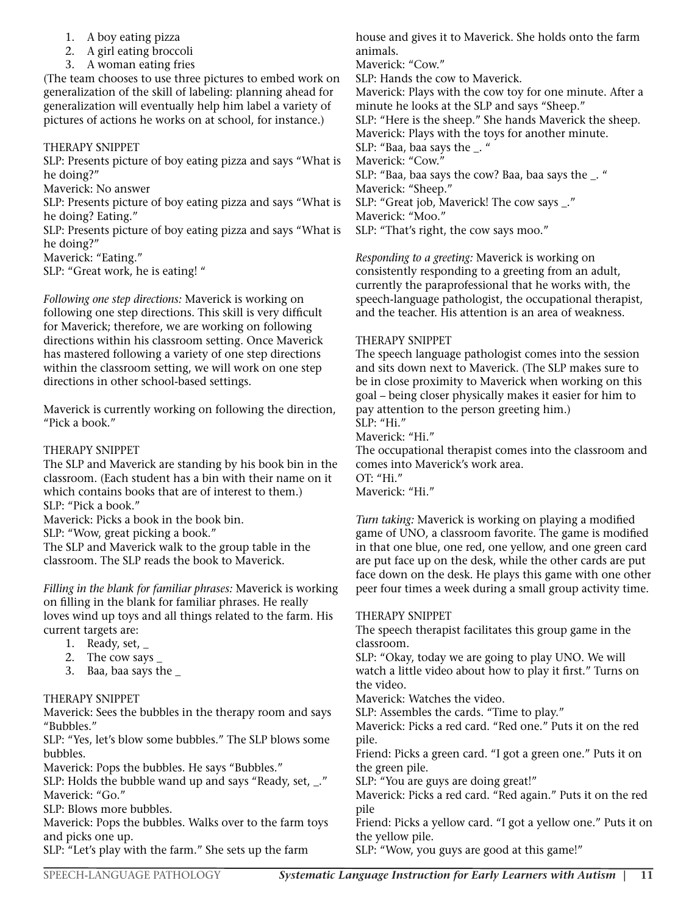1. A boy eating pizza
2. A girl eating broccoli
3. A woman eating fries

(The team chooses to use three pictures to embed work on generalization of the skill of labeling: planning ahead for generalization will eventually help him label a variety of pictures of actions he works on at school, for instance.)

THERAPY SNIPPET

SLP: Presents picture of boy eating pizza and says "What is he doing?"

Maverick: No answer

SLP: Presents picture of boy eating pizza and says "What is he doing? Eating."

SLP: Presents picture of boy eating pizza and says "What is he doing?"

Maverick: "Eating."

SLP: "Great work, he is eating! "

*Following one step directions:* Maverick is working on following one step directions. This skill is very difficult for Maverick; therefore, we are working on following directions within his classroom setting. Once Maverick has mastered following a variety of one step directions within the classroom setting, we will work on one step directions in other school-based settings.

Maverick is currently working on following the direction, "Pick a book."

THERAPY SNIPPET

The SLP and Maverick are standing by his book bin in the classroom. (Each student has a bin with their name on it which contains books that are of interest to them.)

SLP: "Pick a book."

Maverick: Picks a book in the book bin.

SLP: "Wow, great picking a book."

The SLP and Maverick walk to the group table in the classroom. The SLP reads the book to Maverick.

*Filling in the blank for familiar phrases:* Maverick is working on filling in the blank for familiar phrases. He really loves wind up toys and all things related to the farm. His current targets are:

1. Ready, set, _
2. The cow says _
3. Baa, baa says the _

THERAPY SNIPPET

Maverick: Sees the bubbles in the therapy room and says "Bubbles."

SLP: "Yes, let's blow some bubbles." The SLP blows some bubbles.

Maverick: Pops the bubbles. He says "Bubbles."

SLP: Holds the bubble wand up and says "Ready, set, _."

Maverick: "Go."

SLP: Blows more bubbles.

Maverick: Pops the bubbles. Walks over to the farm toys and picks one up.

SLP: "Let's play with the farm." She sets up the farm house and gives it to Maverick. She holds onto the farm animals.

Maverick: "Cow."

SLP: Hands the cow to Maverick.

Maverick: Plays with the cow toy for one minute. After a minute he looks at the SLP and says "Sheep."

SLP: "Here is the sheep." She hands Maverick the sheep.

Maverick: Plays with the toys for another minute.

SLP: "Baa, baa says the _. "

Maverick: "Cow."

SLP: "Baa, baa says the cow? Baa, baa says the _. "

Maverick: "Sheep."

SLP: "Great job, Maverick! The cow says _."

Maverick: "Moo."

SLP: "That's right, the cow says moo."

*Responding to a greeting:* Maverick is working on consistently responding to a greeting from an adult, currently the paraprofessional that he works with, the speech-language pathologist, the occupational therapist, and the teacher. His attention is an area of weakness.

THERAPY SNIPPET

The speech language pathologist comes into the session and sits down next to Maverick. (The SLP makes sure to be in close proximity to Maverick when working on this goal – being closer physically makes it easier for him to pay attention to the person greeting him.)

SLP: "Hi."

Maverick: "Hi."

The occupational therapist comes into the classroom and comes into Maverick's work area.

OT: "Hi."

Maverick: "Hi."

*Turn taking:* Maverick is working on playing a modified game of UNO, a classroom favorite. The game is modified in that one blue, one red, one yellow, and one green card are put face up on the desk, while the other cards are put face down on the desk. He plays this game with one other peer four times a week during a small group activity time.

THERAPY SNIPPET

The speech therapist facilitates this group game in the classroom.

SLP: "Okay, today we are going to play UNO. We will watch a little video about how to play it first." Turns on the video.

Maverick: Watches the video.

SLP: Assembles the cards. "Time to play."

Maverick: Picks a red card. "Red one." Puts it on the red pile.

Friend: Picks a green card. "I got a green one." Puts it on the green pile.

SLP: "You are guys are doing great!"

Maverick: Picks a red card. "Red again." Puts it on the red pile

Friend: Picks a yellow card. "I got a yellow one." Puts it on the yellow pile.

SLP: "Wow, you guys are good at this game!"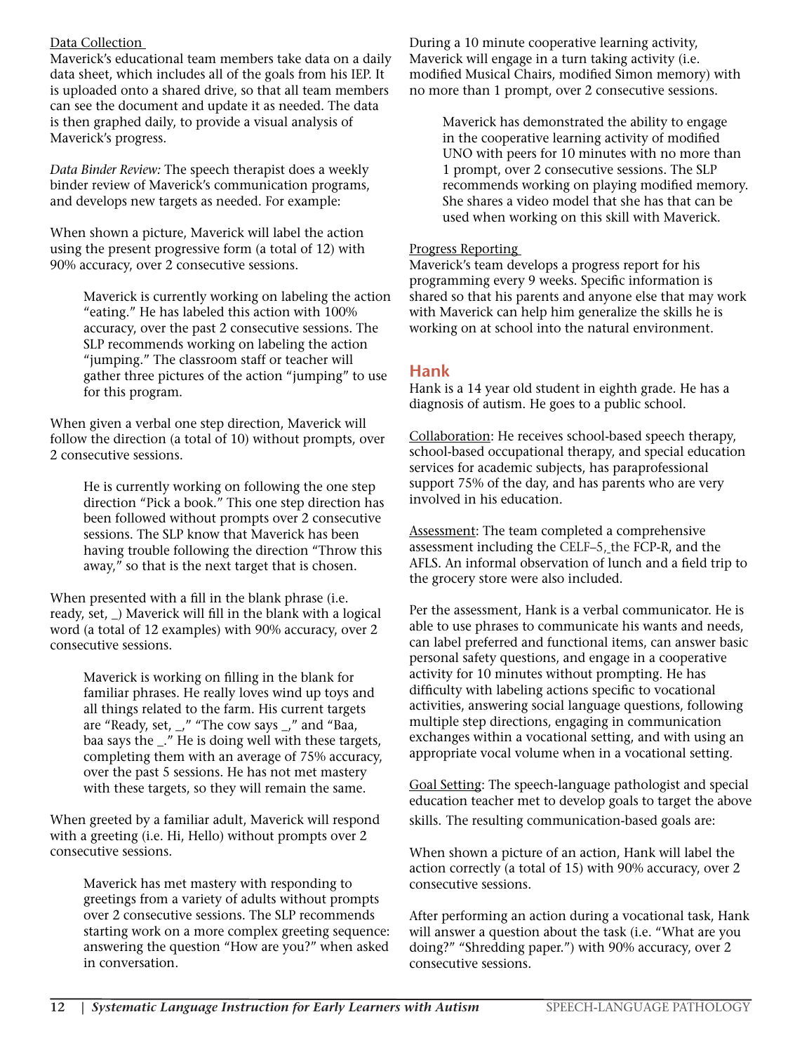Data Collection

Maverick's educational team members take data on a daily data sheet, which includes all of the goals from his IEP. It is uploaded onto a shared drive, so that all team members can see the document and update it as needed. The data is then graphed daily, to provide a visual analysis of Maverick's progress.

*Data Binder Review:* The speech therapist does a weekly binder review of Maverick's communication programs, and develops new targets as needed. For example:

When shown a picture, Maverick will label the action using the present progressive form (a total of 12) with 90% accuracy, over 2 consecutive sessions.

> Maverick is currently working on labeling the action "eating." He has labeled this action with 100% accuracy, over the past 2 consecutive sessions. The SLP recommends working on labeling the action "jumping." The classroom staff or teacher will gather three pictures of the action "jumping" to use for this program.

When given a verbal one step direction, Maverick will follow the direction (a total of 10) without prompts, over 2 consecutive sessions.

> He is currently working on following the one step direction "Pick a book." This one step direction has been followed without prompts over 2 consecutive sessions. The SLP know that Maverick has been having trouble following the direction "Throw this away," so that is the next target that is chosen.

When presented with a fill in the blank phrase (i.e. ready, set, _) Maverick will fill in the blank with a logical word (a total of 12 examples) with 90% accuracy, over 2 consecutive sessions.

> Maverick is working on filling in the blank for familiar phrases. He really loves wind up toys and all things related to the farm. His current targets are "Ready, set, _," "The cow says _," and "Baa, baa says the _." He is doing well with these targets, completing them with an average of 75% accuracy, over the past 5 sessions. He has not met mastery with these targets, so they will remain the same.

When greeted by a familiar adult, Maverick will respond with a greeting (i.e. Hi, Hello) without prompts over 2 consecutive sessions.

> Maverick has met mastery with responding to greetings from a variety of adults without prompts over 2 consecutive sessions. The SLP recommends starting work on a more complex greeting sequence: answering the question "How are you?" when asked in conversation.

During a 10 minute cooperative learning activity, Maverick will engage in a turn taking activity (i.e. modified Musical Chairs, modified Simon memory) with no more than 1 prompt, over 2 consecutive sessions.

> Maverick has demonstrated the ability to engage in the cooperative learning activity of modified UNO with peers for 10 minutes with no more than 1 prompt, over 2 consecutive sessions. The SLP recommends working on playing modified memory. She shares a video model that she has that can be used when working on this skill with Maverick.

Progress Reporting

Maverick's team develops a progress report for his programming every 9 weeks. Specific information is shared so that his parents and anyone else that may work with Maverick can help him generalize the skills he is working on at school into the natural environment.

## Hank

Hank is a 14 year old student in eighth grade. He has a diagnosis of autism. He goes to a public school.

Collaboration: He receives school-based speech therapy, school-based occupational therapy, and special education services for academic subjects, has paraprofessional support 75% of the day, and has parents who are very involved in his education.

Assessment: The team completed a comprehensive assessment including the CELF–5, the FCP-R, and the AFLS. An informal observation of lunch and a field trip to the grocery store were also included.

Per the assessment, Hank is a verbal communicator. He is able to use phrases to communicate his wants and needs, can label preferred and functional items, can answer basic personal safety questions, and engage in a cooperative activity for 10 minutes without prompting. He has difficulty with labeling actions specific to vocational activities, answering social language questions, following multiple step directions, engaging in communication exchanges within a vocational setting, and with using an appropriate vocal volume when in a vocational setting.

Goal Setting: The speech-language pathologist and special education teacher met to develop goals to target the above skills. The resulting communication-based goals are:

When shown a picture of an action, Hank will label the action correctly (a total of 15) with 90% accuracy, over 2 consecutive sessions.

After performing an action during a vocational task, Hank will answer a question about the task (i.e. "What are you doing?" "Shredding paper.") with 90% accuracy, over 2 consecutive sessions.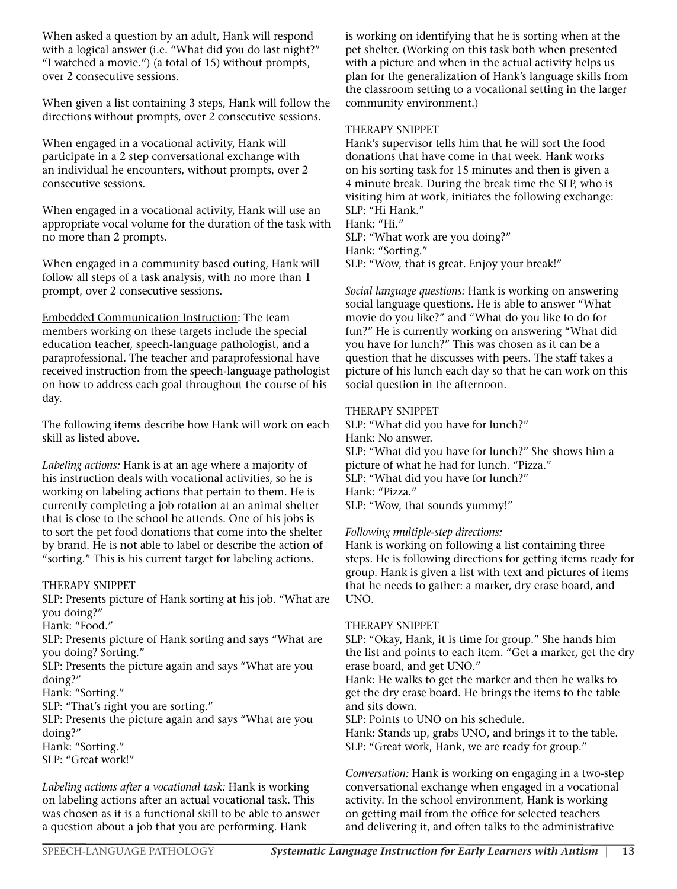When asked a question by an adult, Hank will respond with a logical answer (i.e. "What did you do last night?" "I watched a movie.") (a total of 15) without prompts, over 2 consecutive sessions.

When given a list containing 3 steps, Hank will follow the directions without prompts, over 2 consecutive sessions.

When engaged in a vocational activity, Hank will participate in a 2 step conversational exchange with an individual he encounters, without prompts, over 2 consecutive sessions.

When engaged in a vocational activity, Hank will use an appropriate vocal volume for the duration of the task with no more than 2 prompts.

When engaged in a community based outing, Hank will follow all steps of a task analysis, with no more than 1 prompt, over 2 consecutive sessions.

Embedded Communication Instruction: The team members working on these targets include the special education teacher, speech-language pathologist, and a paraprofessional. The teacher and paraprofessional have received instruction from the speech-language pathologist on how to address each goal throughout the course of his day.

The following items describe how Hank will work on each skill as listed above.

*Labeling actions:* Hank is at an age where a majority of his instruction deals with vocational activities, so he is working on labeling actions that pertain to them. He is currently completing a job rotation at an animal shelter that is close to the school he attends. One of his jobs is to sort the pet food donations that come into the shelter by brand. He is not able to label or describe the action of "sorting." This is his current target for labeling actions.

THERAPY SNIPPET

SLP: Presents picture of Hank sorting at his job. "What are you doing?"
Hank: "Food."
SLP: Presents picture of Hank sorting and says "What are you doing? Sorting."
SLP: Presents the picture again and says "What are you doing?"
Hank: "Sorting."
SLP: "That's right you are sorting."
SLP: Presents the picture again and says "What are you doing?"
Hank: "Sorting."
SLP: "Great work!"

*Labeling actions after a vocational task:* Hank is working on labeling actions after an actual vocational task. This was chosen as it is a functional skill to be able to answer a question about a job that you are performing. Hank is working on identifying that he is sorting when at the pet shelter. (Working on this task both when presented with a picture and when in the actual activity helps us plan for the generalization of Hank's language skills from the classroom setting to a vocational setting in the larger community environment.)

THERAPY SNIPPET

Hank's supervisor tells him that he will sort the food donations that have come in that week. Hank works on his sorting task for 15 minutes and then is given a 4 minute break. During the break time the SLP, who is visiting him at work, initiates the following exchange:
SLP: "Hi Hank."
Hank: "Hi."
SLP: "What work are you doing?"
Hank: "Sorting."
SLP: "Wow, that is great. Enjoy your break!"

*Social language questions:* Hank is working on answering social language questions. He is able to answer "What movie do you like?" and "What do you like to do for fun?" He is currently working on answering "What did you have for lunch?" This was chosen as it can be a question that he discusses with peers. The staff takes a picture of his lunch each day so that he can work on this social question in the afternoon.

THERAPY SNIPPET

SLP: "What did you have for lunch?"
Hank: No answer.
SLP: "What did you have for lunch?" She shows him a picture of what he had for lunch. "Pizza."
SLP: "What did you have for lunch?"
Hank: "Pizza."
SLP: "Wow, that sounds yummy!"

*Following multiple-step directions:*
Hank is working on following a list containing three steps. He is following directions for getting items ready for group. Hank is given a list with text and pictures of items that he needs to gather: a marker, dry erase board, and UNO.

THERAPY SNIPPET

SLP: "Okay, Hank, it is time for group." She hands him the list and points to each item. "Get a marker, get the dry erase board, and get UNO."
Hank: He walks to get the marker and then he walks to get the dry erase board. He brings the items to the table and sits down.
SLP: Points to UNO on his schedule.
Hank: Stands up, grabs UNO, and brings it to the table.
SLP: "Great work, Hank, we are ready for group."

*Conversation:* Hank is working on engaging in a two-step conversational exchange when engaged in a vocational activity. In the school environment, Hank is working on getting mail from the office for selected teachers and delivering it, and often talks to the administrative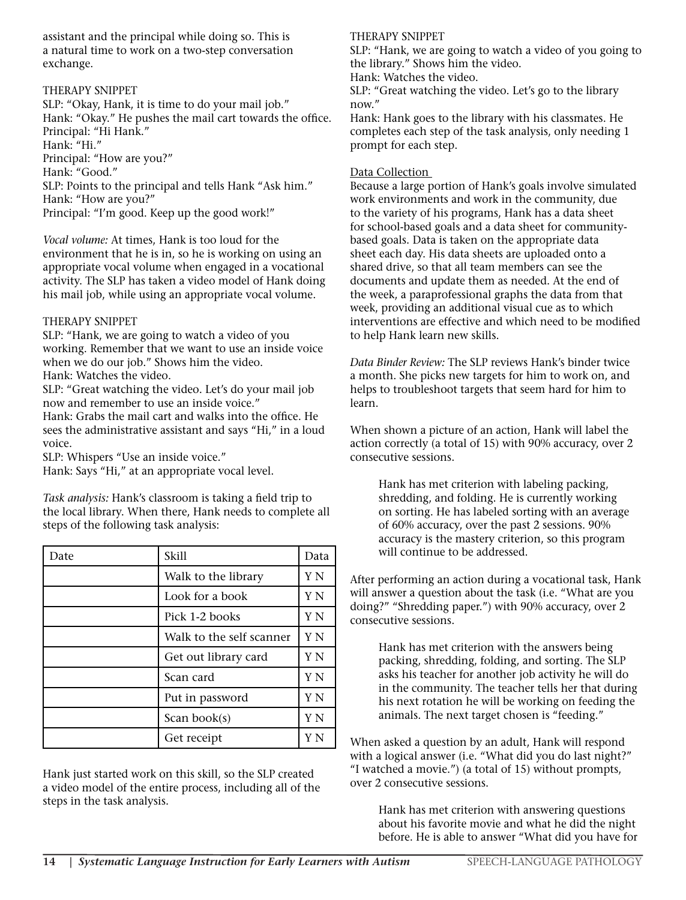assistant and the principal while doing so. This is a natural time to work on a two-step conversation exchange.

THERAPY SNIPPET
SLP: "Okay, Hank, it is time to do your mail job."
Hank: "Okay." He pushes the mail cart towards the office.
Principal: "Hi Hank."
Hank: "Hi."
Principal: "How are you?"
Hank: "Good."
SLP: Points to the principal and tells Hank "Ask him."
Hank: "How are you?"
Principal: "I'm good. Keep up the good work!"

*Vocal volume:* At times, Hank is too loud for the environment that he is in, so he is working on using an appropriate vocal volume when engaged in a vocational activity. The SLP has taken a video model of Hank doing his mail job, while using an appropriate vocal volume.

THERAPY SNIPPET
SLP: "Hank, we are going to watch a video of you working. Remember that we want to use an inside voice when we do our job." Shows him the video.
Hank: Watches the video.
SLP: "Great watching the video. Let's do your mail job now and remember to use an inside voice."
Hank: Grabs the mail cart and walks into the office. He sees the administrative assistant and says "Hi," in a loud voice.
SLP: Whispers "Use an inside voice."
Hank: Says "Hi," at an appropriate vocal level.

*Task analysis:* Hank's classroom is taking a field trip to the local library. When there, Hank needs to complete all steps of the following task analysis:

| Date | Skill | Data |
|---|---|---|
| | Walk to the library | Y N |
| | Look for a book | Y N |
| | Pick 1-2 books | Y N |
| | Walk to the self scanner | Y N |
| | Get out library card | Y N |
| | Scan card | Y N |
| | Put in password | Y N |
| | Scan book(s) | Y N |
| | Get receipt | Y N |

Hank just started work on this skill, so the SLP created a video model of the entire process, including all of the steps in the task analysis.

THERAPY SNIPPET
SLP: "Hank, we are going to watch a video of you going to the library." Shows him the video.
Hank: Watches the video.
SLP: "Great watching the video. Let's go to the library now."
Hank: Hank goes to the library with his classmates. He completes each step of the task analysis, only needing 1 prompt for each step.

Data Collection

Because a large portion of Hank's goals involve simulated work environments and work in the community, due to the variety of his programs, Hank has a data sheet for school-based goals and a data sheet for community-based goals. Data is taken on the appropriate data sheet each day. His data sheets are uploaded onto a shared drive, so that all team members can see the documents and update them as needed. At the end of the week, a paraprofessional graphs the data from that week, providing an additional visual cue as to which interventions are effective and which need to be modified to help Hank learn new skills.

*Data Binder Review:* The SLP reviews Hank's binder twice a month. She picks new targets for him to work on, and helps to troubleshoot targets that seem hard for him to learn.

When shown a picture of an action, Hank will label the action correctly (a total of 15) with 90% accuracy, over 2 consecutive sessions.

> Hank has met criterion with labeling packing, shredding, and folding. He is currently working on sorting. He has labeled sorting with an average of 60% accuracy, over the past 2 sessions. 90% accuracy is the mastery criterion, so this program will continue to be addressed.

After performing an action during a vocational task, Hank will answer a question about the task (i.e. "What are you doing?" "Shredding paper.") with 90% accuracy, over 2 consecutive sessions.

> Hank has met criterion with the answers being packing, shredding, folding, and sorting. The SLP asks his teacher for another job activity he will do in the community. The teacher tells her that during his next rotation he will be working on feeding the animals. The next target chosen is "feeding."

When asked a question by an adult, Hank will respond with a logical answer (i.e. "What did you do last night?" "I watched a movie.") (a total of 15) without prompts, over 2 consecutive sessions.

> Hank has met criterion with answering questions about his favorite movie and what he did the night before. He is able to answer "What did you have for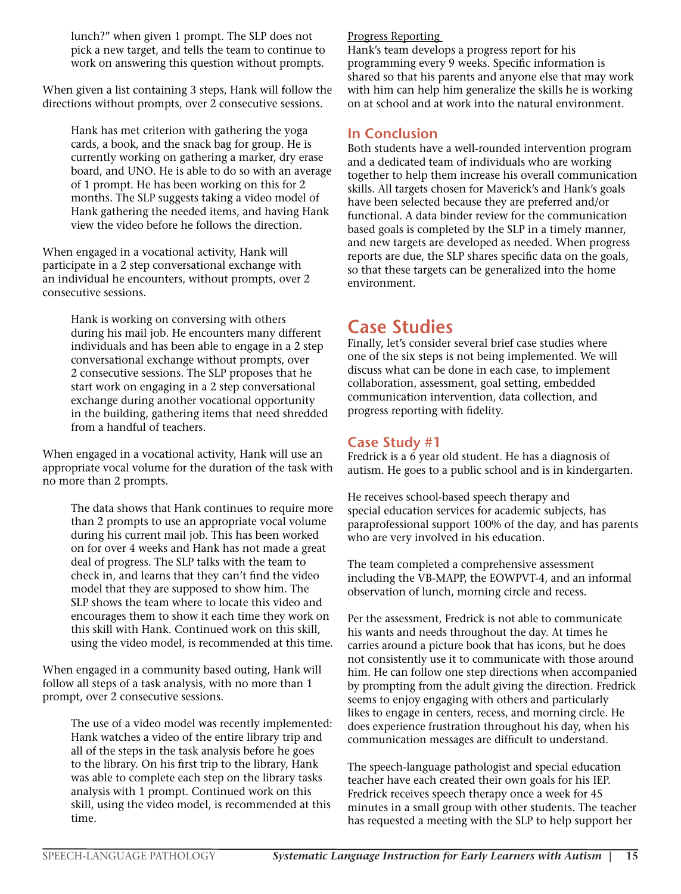lunch?" when given 1 prompt. The SLP does not pick a new target, and tells the team to continue to work on answering this question without prompts.

When given a list containing 3 steps, Hank will follow the directions without prompts, over 2 consecutive sessions.

> Hank has met criterion with gathering the yoga cards, a book, and the snack bag for group. He is currently working on gathering a marker, dry erase board, and UNO. He is able to do so with an average of 1 prompt. He has been working on this for 2 months. The SLP suggests taking a video model of Hank gathering the needed items, and having Hank view the video before he follows the direction.

When engaged in a vocational activity, Hank will participate in a 2 step conversational exchange with an individual he encounters, without prompts, over 2 consecutive sessions.

> Hank is working on conversing with others during his mail job. He encounters many different individuals and has been able to engage in a 2 step conversational exchange without prompts, over 2 consecutive sessions. The SLP proposes that he start work on engaging in a 2 step conversational exchange during another vocational opportunity in the building, gathering items that need shredded from a handful of teachers.

When engaged in a vocational activity, Hank will use an appropriate vocal volume for the duration of the task with no more than 2 prompts.

> The data shows that Hank continues to require more than 2 prompts to use an appropriate vocal volume during his current mail job. This has been worked on for over 4 weeks and Hank has not made a great deal of progress. The SLP talks with the team to check in, and learns that they can't find the video model that they are supposed to show him. The SLP shows the team where to locate this video and encourages them to show it each time they work on this skill with Hank. Continued work on this skill, using the video model, is recommended at this time.

When engaged in a community based outing, Hank will follow all steps of a task analysis, with no more than 1 prompt, over 2 consecutive sessions.

> The use of a video model was recently implemented: Hank watches a video of the entire library trip and all of the steps in the task analysis before he goes to the library. On his first trip to the library, Hank was able to complete each step on the library tasks analysis with 1 prompt. Continued work on this skill, using the video model, is recommended at this time.

Progress Reporting

Hank's team develops a progress report for his programming every 9 weeks. Specific information is shared so that his parents and anyone else that may work with him can help him generalize the skills he is working on at school and at work into the natural environment.

## In Conclusion

Both students have a well-rounded intervention program and a dedicated team of individuals who are working together to help them increase his overall communication skills. All targets chosen for Maverick's and Hank's goals have been selected because they are preferred and/or functional. A data binder review for the communication based goals is completed by the SLP in a timely manner, and new targets are developed as needed. When progress reports are due, the SLP shares specific data on the goals, so that these targets can be generalized into the home environment.

# Case Studies

Finally, let's consider several brief case studies where one of the six steps is not being implemented. We will discuss what can be done in each case, to implement collaboration, assessment, goal setting, embedded communication intervention, data collection, and progress reporting with fidelity.

## Case Study #1

Fredrick is a 6 year old student. He has a diagnosis of autism. He goes to a public school and is in kindergarten.

He receives school-based speech therapy and special education services for academic subjects, has paraprofessional support 100% of the day, and has parents who are very involved in his education.

The team completed a comprehensive assessment including the VB-MAPP, the EOWPVT-4, and an informal observation of lunch, morning circle and recess.

Per the assessment, Fredrick is not able to communicate his wants and needs throughout the day. At times he carries around a picture book that has icons, but he does not consistently use it to communicate with those around him. He can follow one step directions when accompanied by prompting from the adult giving the direction. Fredrick seems to enjoy engaging with others and particularly likes to engage in centers, recess, and morning circle. He does experience frustration throughout his day, when his communication messages are difficult to understand.

The speech-language pathologist and special education teacher have each created their own goals for his IEP. Fredrick receives speech therapy once a week for 45 minutes in a small group with other students. The teacher has requested a meeting with the SLP to help support her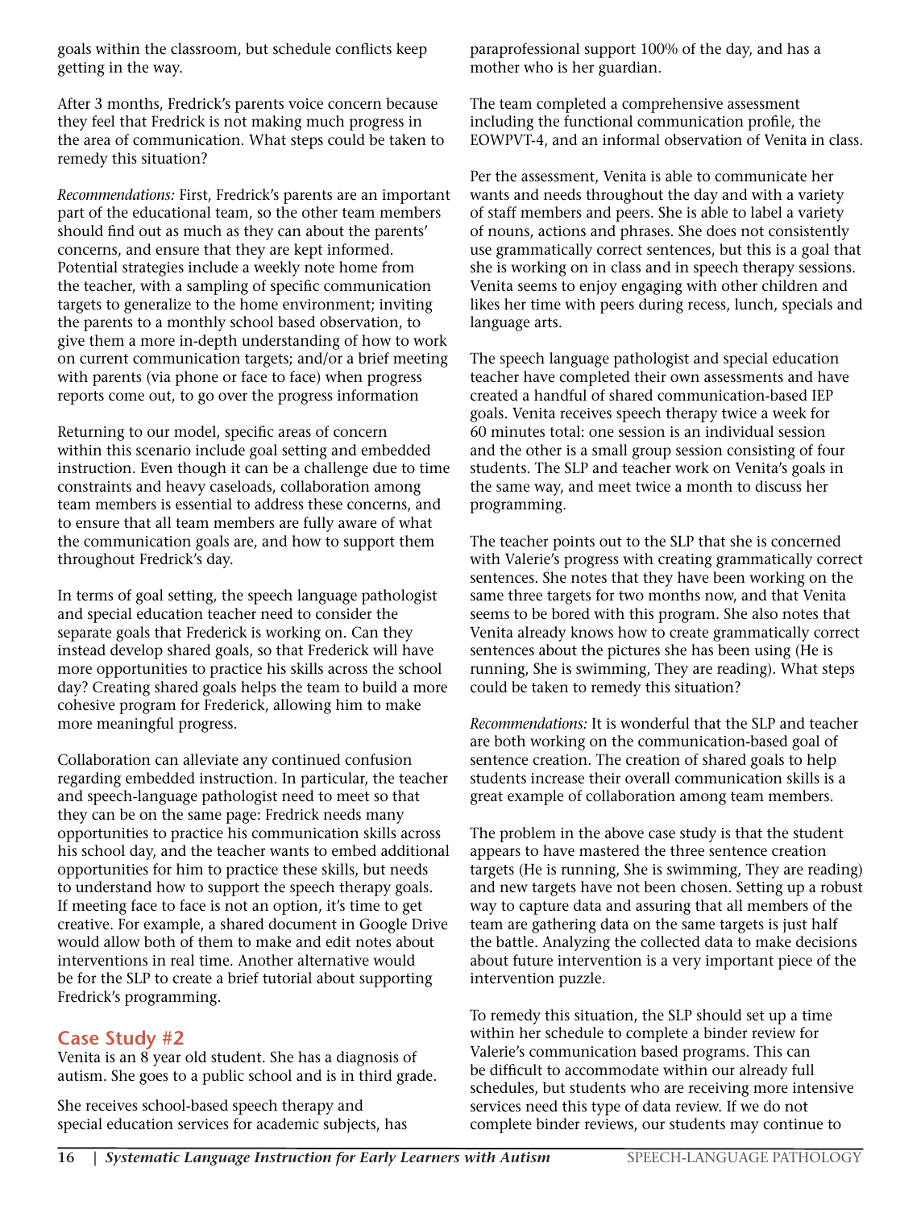goals within the classroom, but schedule conflicts keep getting in the way.

After 3 months, Fredrick's parents voice concern because they feel that Fredrick is not making much progress in the area of communication. What steps could be taken to remedy this situation?

*Recommendations:* First, Fredrick's parents are an important part of the educational team, so the other team members should find out as much as they can about the parents' concerns, and ensure that they are kept informed. Potential strategies include a weekly note home from the teacher, with a sampling of specific communication targets to generalize to the home environment; inviting the parents to a monthly school based observation, to give them a more in-depth understanding of how to work on current communication targets; and/or a brief meeting with parents (via phone or face to face) when progress reports come out, to go over the progress information

Returning to our model, specific areas of concern within this scenario include goal setting and embedded instruction. Even though it can be a challenge due to time constraints and heavy caseloads, collaboration among team members is essential to address these concerns, and to ensure that all team members are fully aware of what the communication goals are, and how to support them throughout Fredrick's day.

In terms of goal setting, the speech language pathologist and special education teacher need to consider the separate goals that Frederick is working on. Can they instead develop shared goals, so that Frederick will have more opportunities to practice his skills across the school day? Creating shared goals helps the team to build a more cohesive program for Frederick, allowing him to make more meaningful progress.

Collaboration can alleviate any continued confusion regarding embedded instruction. In particular, the teacher and speech-language pathologist need to meet so that they can be on the same page: Fredrick needs many opportunities to practice his communication skills across his school day, and the teacher wants to embed additional opportunities for him to practice these skills, but needs to understand how to support the speech therapy goals. If meeting face to face is not an option, it's time to get creative. For example, a shared document in Google Drive would allow both of them to make and edit notes about interventions in real time. Another alternative would be for the SLP to create a brief tutorial about supporting Fredrick's programming.

## Case Study #2

Venita is an 8 year old student. She has a diagnosis of autism. She goes to a public school and is in third grade.

She receives school-based speech therapy and special education services for academic subjects, has paraprofessional support 100% of the day, and has a mother who is her guardian.

The team completed a comprehensive assessment including the functional communication profile, the EOWPVT-4, and an informal observation of Venita in class.

Per the assessment, Venita is able to communicate her wants and needs throughout the day and with a variety of staff members and peers. She is able to label a variety of nouns, actions and phrases. She does not consistently use grammatically correct sentences, but this is a goal that she is working on in class and in speech therapy sessions. Venita seems to enjoy engaging with other children and likes her time with peers during recess, lunch, specials and language arts.

The speech language pathologist and special education teacher have completed their own assessments and have created a handful of shared communication-based IEP goals. Venita receives speech therapy twice a week for 60 minutes total: one session is an individual session and the other is a small group session consisting of four students. The SLP and teacher work on Venita's goals in the same way, and meet twice a month to discuss her programming.

The teacher points out to the SLP that she is concerned with Valerie's progress with creating grammatically correct sentences. She notes that they have been working on the same three targets for two months now, and that Venita seems to be bored with this program. She also notes that Venita already knows how to create grammatically correct sentences about the pictures she has been using (He is running, She is swimming, They are reading). What steps could be taken to remedy this situation?

*Recommendations:* It is wonderful that the SLP and teacher are both working on the communication-based goal of sentence creation. The creation of shared goals to help students increase their overall communication skills is a great example of collaboration among team members.

The problem in the above case study is that the student appears to have mastered the three sentence creation targets (He is running, She is swimming, They are reading) and new targets have not been chosen. Setting up a robust way to capture data and assuring that all members of the team are gathering data on the same targets is just half the battle. Analyzing the collected data to make decisions about future intervention is a very important piece of the intervention puzzle.

To remedy this situation, the SLP should set up a time within her schedule to complete a binder review for Valerie's communication based programs. This can be difficult to accommodate within our already full schedules, but students who are receiving more intensive services need this type of data review. If we do not complete binder reviews, our students may continue to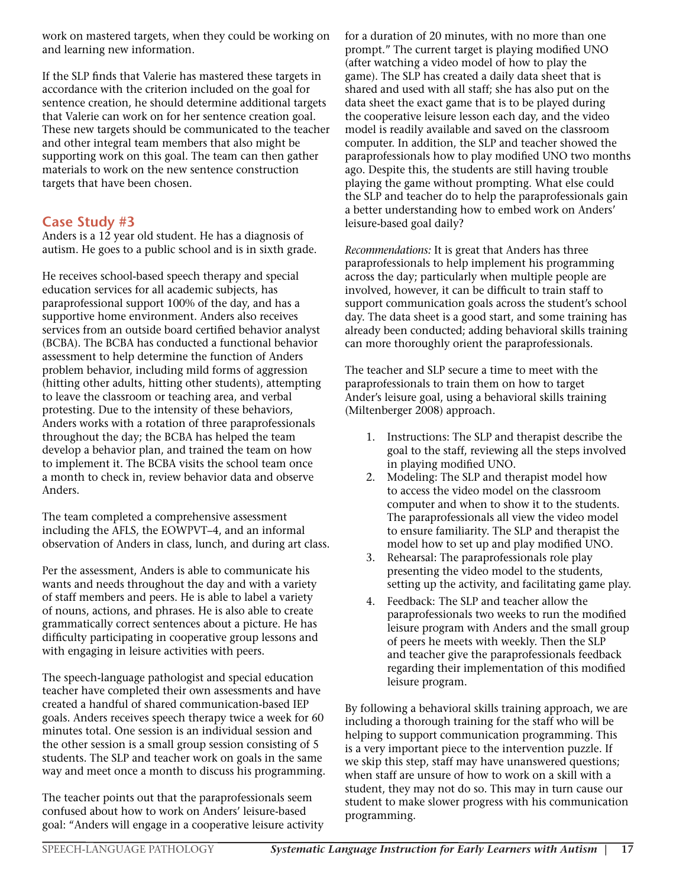work on mastered targets, when they could be working on and learning new information.

If the SLP finds that Valerie has mastered these targets in accordance with the criterion included on the goal for sentence creation, he should determine additional targets that Valerie can work on for her sentence creation goal. These new targets should be communicated to the teacher and other integral team members that also might be supporting work on this goal. The team can then gather materials to work on the new sentence construction targets that have been chosen.

## Case Study #3

Anders is a 12 year old student. He has a diagnosis of autism. He goes to a public school and is in sixth grade.

He receives school-based speech therapy and special education services for all academic subjects, has paraprofessional support 100% of the day, and has a supportive home environment. Anders also receives services from an outside board certified behavior analyst (BCBA). The BCBA has conducted a functional behavior assessment to help determine the function of Anders problem behavior, including mild forms of aggression (hitting other adults, hitting other students), attempting to leave the classroom or teaching area, and verbal protesting. Due to the intensity of these behaviors, Anders works with a rotation of three paraprofessionals throughout the day; the BCBA has helped the team develop a behavior plan, and trained the team on how to implement it. The BCBA visits the school team once a month to check in, review behavior data and observe Anders.

The team completed a comprehensive assessment including the AFLS, the EOWPVT–4, and an informal observation of Anders in class, lunch, and during art class.

Per the assessment, Anders is able to communicate his wants and needs throughout the day and with a variety of staff members and peers. He is able to label a variety of nouns, actions, and phrases. He is also able to create grammatically correct sentences about a picture. He has difficulty participating in cooperative group lessons and with engaging in leisure activities with peers.

The speech-language pathologist and special education teacher have completed their own assessments and have created a handful of shared communication-based IEP goals. Anders receives speech therapy twice a week for 60 minutes total. One session is an individual session and the other session is a small group session consisting of 5 students. The SLP and teacher work on goals in the same way and meet once a month to discuss his programming.

The teacher points out that the paraprofessionals seem confused about how to work on Anders' leisure-based goal: "Anders will engage in a cooperative leisure activity for a duration of 20 minutes, with no more than one prompt." The current target is playing modified UNO (after watching a video model of how to play the game). The SLP has created a daily data sheet that is shared and used with all staff; she has also put on the data sheet the exact game that is to be played during the cooperative leisure lesson each day, and the video model is readily available and saved on the classroom computer. In addition, the SLP and teacher showed the paraprofessionals how to play modified UNO two months ago. Despite this, the students are still having trouble playing the game without prompting. What else could the SLP and teacher do to help the paraprofessionals gain a better understanding how to embed work on Anders' leisure-based goal daily?

*Recommendations:* It is great that Anders has three paraprofessionals to help implement his programming across the day; particularly when multiple people are involved, however, it can be difficult to train staff to support communication goals across the student's school day. The data sheet is a good start, and some training has already been conducted; adding behavioral skills training can more thoroughly orient the paraprofessionals.

The teacher and SLP secure a time to meet with the paraprofessionals to train them on how to target Ander's leisure goal, using a behavioral skills training (Miltenberger 2008) approach.

1. Instructions: The SLP and therapist describe the goal to the staff, reviewing all the steps involved in playing modified UNO.
2. Modeling: The SLP and therapist model how to access the video model on the classroom computer and when to show it to the students. The paraprofessionals all view the video model to ensure familiarity. The SLP and therapist the model how to set up and play modified UNO.
3. Rehearsal: The paraprofessionals role play presenting the video model to the students, setting up the activity, and facilitating game play.
4. Feedback: The SLP and teacher allow the paraprofessionals two weeks to run the modified leisure program with Anders and the small group of peers he meets with weekly. Then the SLP and teacher give the paraprofessionals feedback regarding their implementation of this modified leisure program.

By following a behavioral skills training approach, we are including a thorough training for the staff who will be helping to support communication programming. This is a very important piece to the intervention puzzle. If we skip this step, staff may have unanswered questions; when staff are unsure of how to work on a skill with a student, they may not do so. This may in turn cause our student to make slower progress with his communication programming.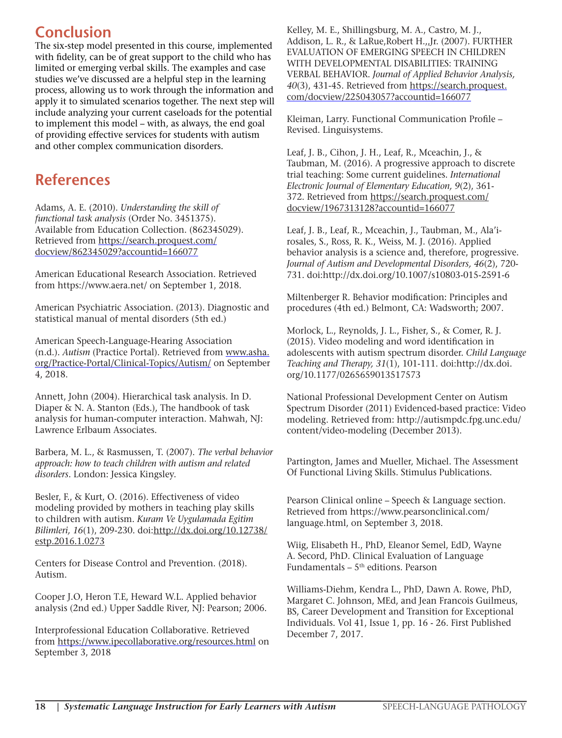## Conclusion

The six-step model presented in this course, implemented with fidelity, can be of great support to the child who has limited or emerging verbal skills. The examples and case studies we've discussed are a helpful step in the learning process, allowing us to work through the information and apply it to simulated scenarios together. The next step will include analyzing your current caseloads for the potential to implement this model – with, as always, the end goal of providing effective services for students with autism and other complex communication disorders.

## References

Adams, A. E. (2010). *Understanding the skill of functional task analysis* (Order No. 3451375). Available from Education Collection. (862345029). Retrieved from https://search.proquest.com/docview/862345029?accountid=166077

American Educational Research Association. Retrieved from https://www.aera.net/ on September 1, 2018.

American Psychiatric Association. (2013). Diagnostic and statistical manual of mental disorders (5th ed.)

American Speech-Language-Hearing Association (n.d.). *Autism* (Practice Portal). Retrieved from www.asha.org/Practice-Portal/Clinical-Topics/Autism/ on September 4, 2018.

Annett, John (2004). Hierarchical task analysis. In D. Diaper & N. A. Stanton (Eds.), The handbook of task analysis for human-computer interaction. Mahwah, NJ: Lawrence Erlbaum Associates.

Barbera, M. L., & Rasmussen, T. (2007). *The verbal behavior approach: how to teach children with autism and related disorders*. London: Jessica Kingsley.

Besler, F., & Kurt, O. (2016). Effectiveness of video modeling provided by mothers in teaching play skills to children with autism. *Kuram Ve Uygulamada Egitim Bilimleri, 16*(1), 209-230. doi:http://dx.doi.org/10.12738/estp.2016.1.0273

Centers for Disease Control and Prevention. (2018). Autism.

Cooper J.O, Heron T.E, Heward W.L. Applied behavior analysis (2nd ed.) Upper Saddle River, NJ: Pearson; 2006.

Interprofessional Education Collaborative. Retrieved from https://www.ipecollaborative.org/resources.html on September 3, 2018

Kelley, M. E., Shillingsburg, M. A., Castro, M. J., Addison, L. R., & LaRue,Robert H.,,Jr. (2007). FURTHER EVALUATION OF EMERGING SPEECH IN CHILDREN WITH DEVELOPMENTAL DISABILITIES: TRAINING VERBAL BEHAVIOR. *Journal of Applied Behavior Analysis, 40*(3), 431-45. Retrieved from https://search.proquest.com/docview/225043057?accountid=166077

Kleiman, Larry. Functional Communication Profile – Revised. Linguisystems.

Leaf, J. B., Cihon, J. H., Leaf, R., Mceachin, J., & Taubman, M. (2016). A progressive approach to discrete trial teaching: Some current guidelines. *International Electronic Journal of Elementary Education, 9*(2), 361-372. Retrieved from https://search.proquest.com/docview/1967313128?accountid=166077

Leaf, J. B., Leaf, R., Mceachin, J., Taubman, M., Ala'i-rosales, S., Ross, R. K., Weiss, M. J. (2016). Applied behavior analysis is a science and, therefore, progressive. *Journal of Autism and Developmental Disorders, 46*(2), 720-731. doi:http://dx.doi.org/10.1007/s10803-015-2591-6

Miltenberger R. Behavior modification: Principles and procedures (4th ed.) Belmont, CA: Wadsworth; 2007.

Morlock, L., Reynolds, J. L., Fisher, S., & Comer, R. J. (2015). Video modeling and word identification in adolescents with autism spectrum disorder. *Child Language Teaching and Therapy, 31*(1), 101-111. doi:http://dx.doi.org/10.1177/0265659013517573

National Professional Development Center on Autism Spectrum Disorder (2011) Evidenced-based practice: Video modeling. Retrieved from: http://autismpdc.fpg.unc.edu/content/video-modeling (December 2013).

Partington, James and Mueller, Michael. The Assessment Of Functional Living Skills. Stimulus Publications.

Pearson Clinical online – Speech & Language section. Retrieved from https://www.pearsonclinical.com/language.html, on September 3, 2018.

Wiig, Elisabeth H., PhD, Eleanor Semel, EdD, Wayne A. Secord, PhD. Clinical Evaluation of Language Fundamentals – 5th editions. Pearson

Williams-Diehm, Kendra L., PhD, Dawn A. Rowe, PhD, Margaret C. Johnson, MEd, and Jean Francois Guilmeus, BS, Career Development and Transition for Exceptional Individuals. Vol 41, Issue 1, pp. 16 - 26. First Published December 7, 2017.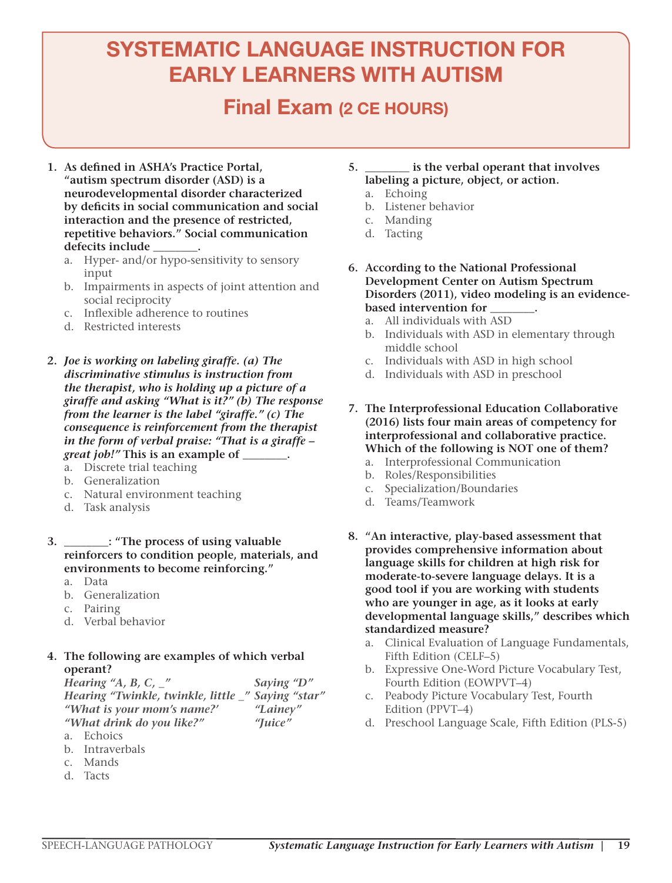# SYSTEMATIC LANGUAGE INSTRUCTION FOR EARLY LEARNERS WITH AUTISM

## Final Exam (2 CE HOURS)

1. **As defined in ASHA's Practice Portal, "autism spectrum disorder (ASD) is a neurodevelopmental disorder characterized by deficits in social communication and social interaction and the presence of restricted, repetitive behaviors." Social communication deficits include \_\_\_\_\_\_\_\_.**
   a. Hyper- and/or hypo-sensitivity to sensory input
   b. Impairments in aspects of joint attention and social reciprocity
   c. Inflexible adherence to routines
   d. Restricted interests

2. ***Joe is working on labeling giraffe. (a) The discriminative stimulus is instruction from the therapist, who is holding up a picture of a giraffe and asking "What is it?" (b) The response from the learner is the label "giraffe." (c) The consequence is reinforcement from the therapist in the form of verbal praise: "That is a giraffe – great job!"* This is an example of \_\_\_\_\_\_\_\_.**
   a. Discrete trial teaching
   b. Generalization
   c. Natural environment teaching
   d. Task analysis

3. **\_\_\_\_\_\_\_\_: "The process of using valuable reinforcers to condition people, materials, and environments to become reinforcing."**
   a. Data
   b. Generalization
   c. Pairing
   d. Verbal behavior

4. **The following are examples of which verbal operant?**
   *Hearing "A, B, C, \_"* — *Saying "D"*
   *Hearing "Twinkle, twinkle, little \_"* — *Saying "star"*
   *"What is your mom's name?'* — *"Lainey"*
   *"What drink do you like?"* — *"Juice"*
   a. Echoics
   b. Intraverbals
   c. Mands
   d. Tacts

5. **\_\_\_\_\_\_\_\_ is the verbal operant that involves labeling a picture, object, or action.**
   a. Echoing
   b. Listener behavior
   c. Manding
   d. Tacting

6. **According to the National Professional Development Center on Autism Spectrum Disorders (2011), video modeling is an evidence-based intervention for \_\_\_\_\_\_\_\_.**
   a. All individuals with ASD
   b. Individuals with ASD in elementary through middle school
   c. Individuals with ASD in high school
   d. Individuals with ASD in preschool

7. **The Interprofessional Education Collaborative (2016) lists four main areas of competency for interprofessional and collaborative practice. Which of the following is NOT one of them?**
   a. Interprofessional Communication
   b. Roles/Responsibilities
   c. Specialization/Boundaries
   d. Teams/Teamwork

8. **"An interactive, play-based assessment that provides comprehensive information about language skills for children at high risk for moderate-to-severe language delays. It is a good tool if you are working with students who are younger in age, as it looks at early developmental language skills," describes which standardized measure?**
   a. Clinical Evaluation of Language Fundamentals, Fifth Edition (CELF–5)
   b. Expressive One-Word Picture Vocabulary Test, Fourth Edition (EOWPVT–4)
   c. Peabody Picture Vocabulary Test, Fourth Edition (PPVT–4)
   d. Preschool Language Scale, Fifth Edition (PLS-5)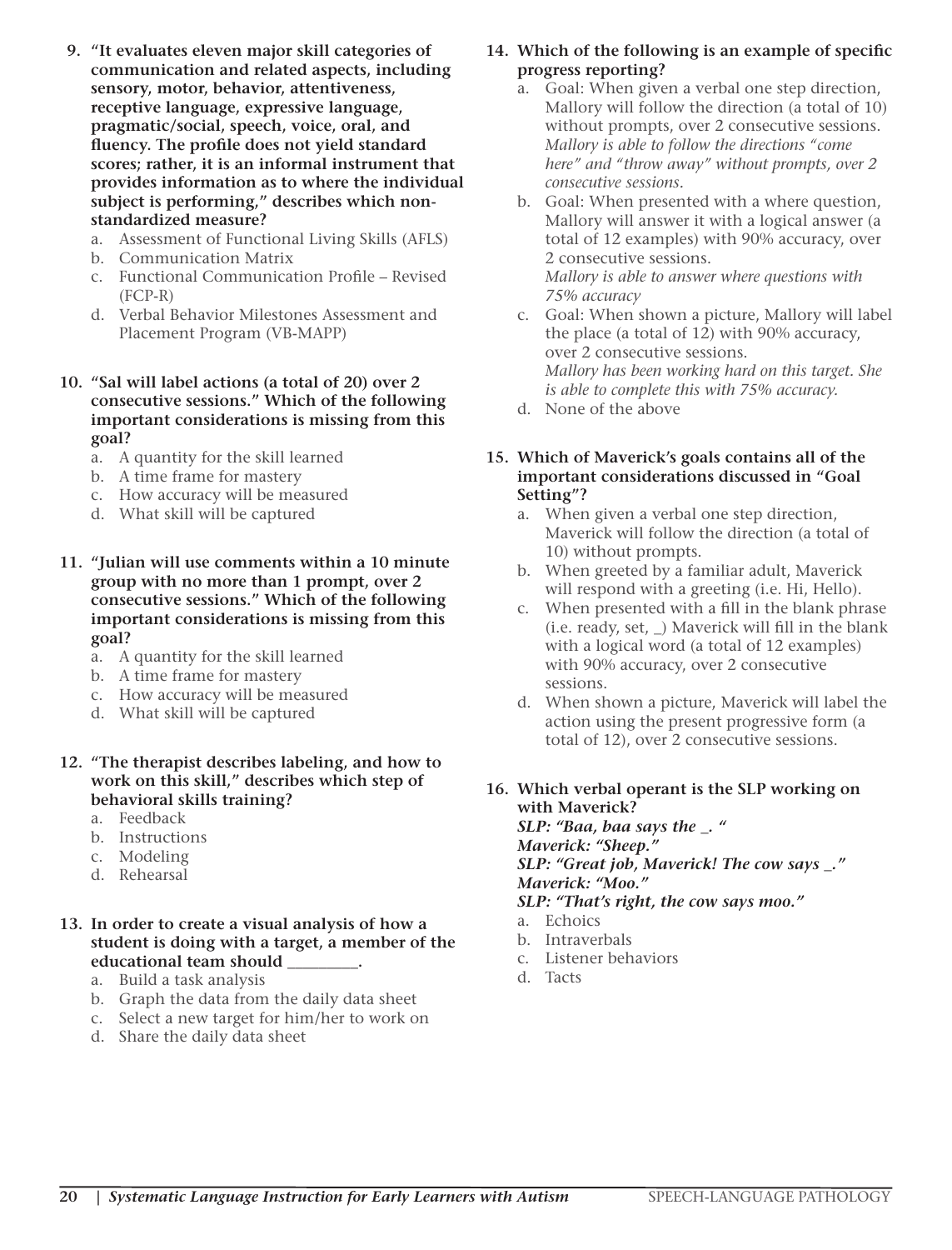9. **"It evaluates eleven major skill categories of communication and related aspects, including sensory, motor, behavior, attentiveness, receptive language, expressive language, pragmatic/social, speech, voice, oral, and fluency. The profile does not yield standard scores; rather, it is an informal instrument that provides information as to where the individual subject is performing," describes which non-standardized measure?**
   a. Assessment of Functional Living Skills (AFLS)
   b. Communication Matrix
   c. Functional Communication Profile – Revised (FCP-R)
   d. Verbal Behavior Milestones Assessment and Placement Program (VB-MAPP)

10. **"Sal will label actions (a total of 20) over 2 consecutive sessions." Which of the following important considerations is missing from this goal?**
    a. A quantity for the skill learned
    b. A time frame for mastery
    c. How accuracy will be measured
    d. What skill will be captured

11. **"Julian will use comments within a 10 minute group with no more than 1 prompt, over 2 consecutive sessions." Which of the following important considerations is missing from this goal?**
    a. A quantity for the skill learned
    b. A time frame for mastery
    c. How accuracy will be measured
    d. What skill will be captured

12. **"The therapist describes labeling, and how to work on this skill," describes which step of behavioral skills training?**
    a. Feedback
    b. Instructions
    c. Modeling
    d. Rehearsal

13. **In order to create a visual analysis of how a student is doing with a target, a member of the educational team should _________.**
    a. Build a task analysis
    b. Graph the data from the daily data sheet
    c. Select a new target for him/her to work on
    d. Share the daily data sheet

14. **Which of the following is an example of specific progress reporting?**
    a. Goal: When given a verbal one step direction, Mallory will follow the direction (a total of 10) without prompts, over 2 consecutive sessions.
       *Mallory is able to follow the directions "come here" and "throw away" without prompts, over 2 consecutive sessions.*
    b. Goal: When presented with a where question, Mallory will answer it with a logical answer (a total of 12 examples) with 90% accuracy, over 2 consecutive sessions.
       *Mallory is able to answer where questions with 75% accuracy*
    c. Goal: When shown a picture, Mallory will label the place (a total of 12) with 90% accuracy, over 2 consecutive sessions.
       *Mallory has been working hard on this target. She is able to complete this with 75% accuracy.*
    d. None of the above

15. **Which of Maverick's goals contains all of the important considerations discussed in "Goal Setting"?**
    a. When given a verbal one step direction, Maverick will follow the direction (a total of 10) without prompts.
    b. When greeted by a familiar adult, Maverick will respond with a greeting (i.e. Hi, Hello).
    c. When presented with a fill in the blank phrase (i.e. ready, set, _) Maverick will fill in the blank with a logical word (a total of 12 examples) with 90% accuracy, over 2 consecutive sessions.
    d. When shown a picture, Maverick will label the action using the present progressive form (a total of 12), over 2 consecutive sessions.

16. **Which verbal operant is the SLP working on with Maverick?**
    ***SLP: "Baa, baa says the _. "***
    ***Maverick: "Sheep."***
    ***SLP: "Great job, Maverick! The cow says _."***
    ***Maverick: "Moo."***
    ***SLP: "That's right, the cow says moo."***
    a. Echoics
    b. Intraverbals
    c. Listener behaviors
    d. Tacts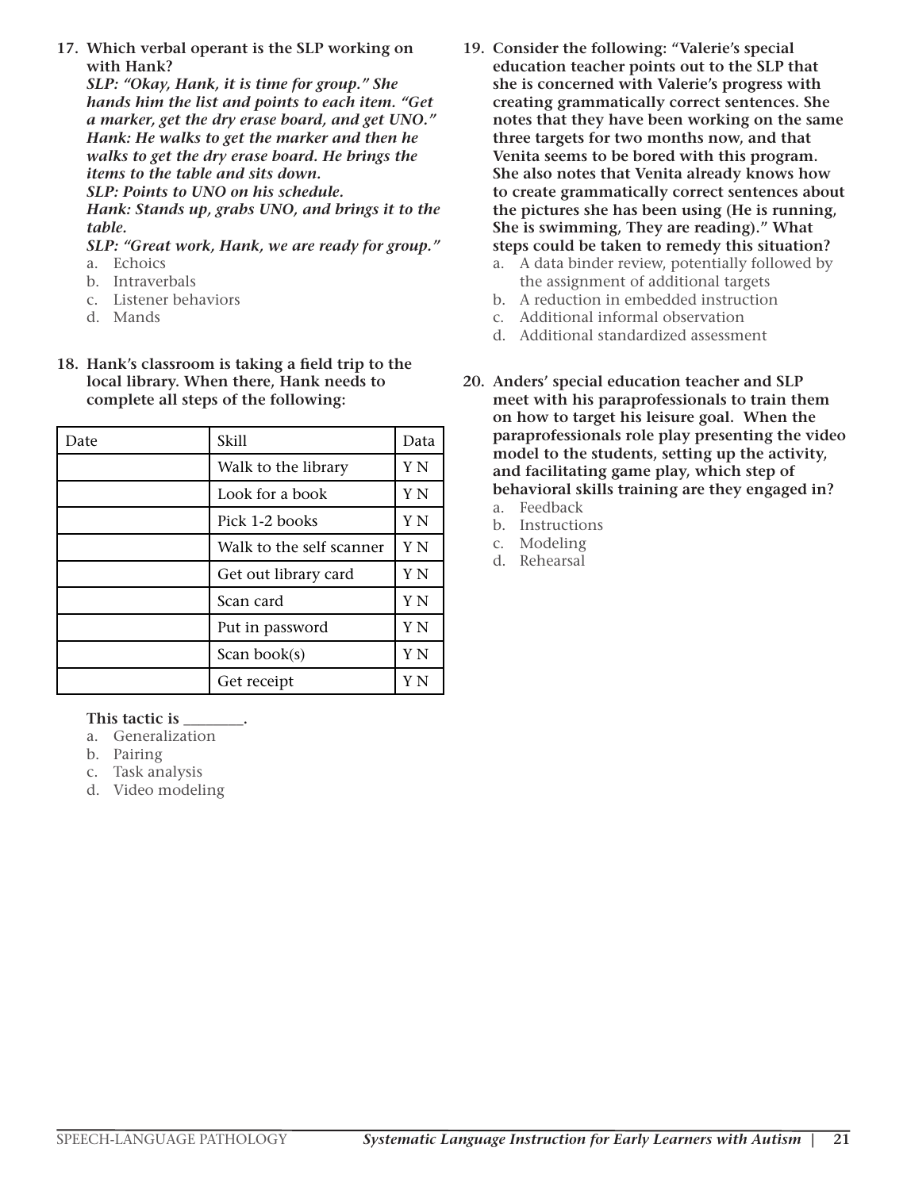**17. Which verbal operant is the SLP working on with Hank?**

***SLP: "Okay, Hank, it is time for group." She hands him the list and points to each item. "Get a marker, get the dry erase board, and get UNO."***

***Hank: He walks to get the marker and then he walks to get the dry erase board. He brings the items to the table and sits down.***

***SLP: Points to UNO on his schedule.***

***Hank: Stands up, grabs UNO, and brings it to the table.***

***SLP: "Great work, Hank, we are ready for group."***

a. Echoics
b. Intraverbals
c. Listener behaviors
d. Mands

**18. Hank's classroom is taking a field trip to the local library. When there, Hank needs to complete all steps of the following:**

| Date | Skill | Data |
|---|---|---|
| | Walk to the library | Y N |
| | Look for a book | Y N |
| | Pick 1-2 books | Y N |
| | Walk to the self scanner | Y N |
| | Get out library card | Y N |
| | Scan card | Y N |
| | Put in password | Y N |
| | Scan book(s) | Y N |
| | Get receipt | Y N |

**This tactic is ________.**

a. Generalization
b. Pairing
c. Task analysis
d. Video modeling

**19. Consider the following: "Valerie's special education teacher points out to the SLP that she is concerned with Valerie's progress with creating grammatically correct sentences. She notes that they have been working on the same three targets for two months now, and that Venita seems to be bored with this program. She also notes that Venita already knows how to create grammatically correct sentences about the pictures she has been using (He is running, She is swimming, They are reading)." What steps could be taken to remedy this situation?**

a. A data binder review, potentially followed by the assignment of additional targets
b. A reduction in embedded instruction
c. Additional informal observation
d. Additional standardized assessment

**20. Anders' special education teacher and SLP meet with his paraprofessionals to train them on how to target his leisure goal. When the paraprofessionals role play presenting the video model to the students, setting up the activity, and facilitating game play, which step of behavioral skills training are they engaged in?**

a. Feedback
b. Instructions
c. Modeling
d. Rehearsal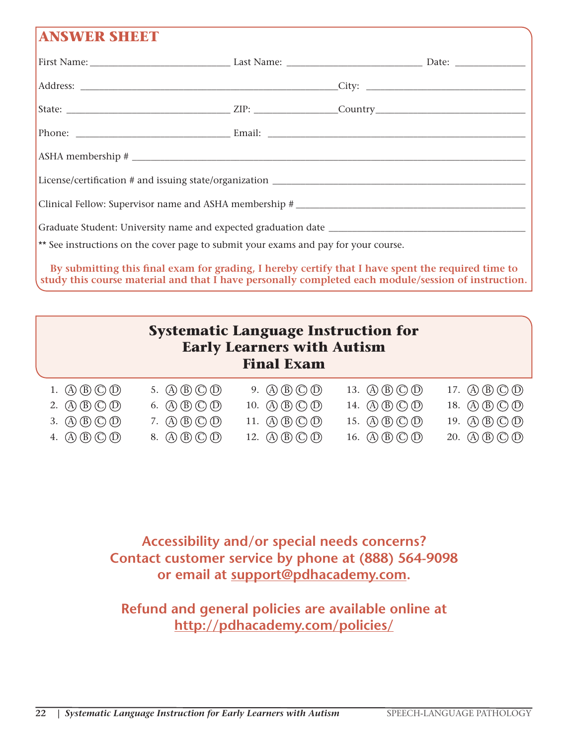## ANSWER SHEET

First Name: ___________________________ Last Name: __________________________ Date: ______________

Address: ____________________________________________________City: ______________________________

State: ________________________________ ZIP: ________________Country______________________________

Phone: ______________________________ Email: ____________________________________________________

ASHA membership # ___________________________________________________________________________

License/certification # and issuing state/organization ________________________________________________

Clinical Fellow: Supervisor name and ASHA membership # ______________________________________________

Graduate Student: University name and expected graduation date ________________________________________

** See instructions on the cover page to submit your exams and pay for your course.

**By submitting this final exam for grading, I hereby certify that I have spent the required time to study this course material and that I have personally completed each module/session of instruction.**

## Systematic Language Instruction for Early Learners with Autism Final Exam

| | | | | |
|---|---|---|---|---|
| 1. Ⓐ Ⓑ Ⓒ Ⓓ | 5. Ⓐ Ⓑ Ⓒ Ⓓ | 9. Ⓐ Ⓑ Ⓒ Ⓓ | 13. Ⓐ Ⓑ Ⓒ Ⓓ | 17. Ⓐ Ⓑ Ⓒ Ⓓ |
| 2. Ⓐ Ⓑ Ⓒ Ⓓ | 6. Ⓐ Ⓑ Ⓒ Ⓓ | 10. Ⓐ Ⓑ Ⓒ Ⓓ | 14. Ⓐ Ⓑ Ⓒ Ⓓ | 18. Ⓐ Ⓑ Ⓒ Ⓓ |
| 3. Ⓐ Ⓑ Ⓒ Ⓓ | 7. Ⓐ Ⓑ Ⓒ Ⓓ | 11. Ⓐ Ⓑ Ⓒ Ⓓ | 15. Ⓐ Ⓑ Ⓒ Ⓓ | 19. Ⓐ Ⓑ Ⓒ Ⓓ |
| 4. Ⓐ Ⓑ Ⓒ Ⓓ | 8. Ⓐ Ⓑ Ⓒ Ⓓ | 12. Ⓐ Ⓑ Ⓒ Ⓓ | 16. Ⓐ Ⓑ Ⓒ Ⓓ | 20. Ⓐ Ⓑ Ⓒ Ⓓ |

**Accessibility and/or special needs concerns?**
**Contact customer service by phone at (888) 564-9098**
**or email at support@pdhacademy.com.**

**Refund and general policies are available online at**
**http://pdhacademy.com/policies/**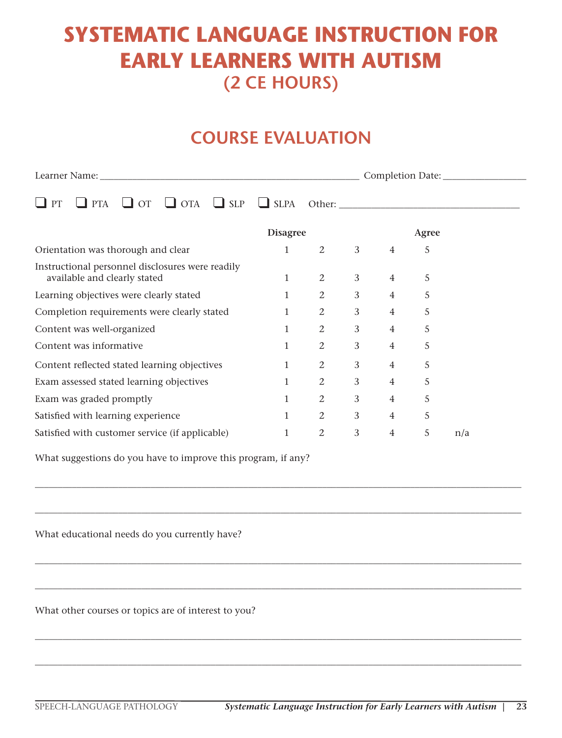# SYSTEMATIC LANGUAGE INSTRUCTION FOR EARLY LEARNERS WITH AUTISM
## (2 CE HOURS)

## COURSE EVALUATION

Learner Name: ____________________________________________ Completion Date: ______________

❑ PT ❑ PTA ❑ OT ❑ OTA ❑ SLP ❑ SLPA Other: ________________________________

| | Disagree | | | | Agree | |
|---|---|---|---|---|---|---|
| Orientation was thorough and clear | 1 | 2 | 3 | 4 | 5 | |
| Instructional personnel disclosures were readily available and clearly stated | 1 | 2 | 3 | 4 | 5 | |
| Learning objectives were clearly stated | 1 | 2 | 3 | 4 | 5 | |
| Completion requirements were clearly stated | 1 | 2 | 3 | 4 | 5 | |
| Content was well-organized | 1 | 2 | 3 | 4 | 5 | |
| Content was informative | 1 | 2 | 3 | 4 | 5 | |
| Content reflected stated learning objectives | 1 | 2 | 3 | 4 | 5 | |
| Exam assessed stated learning objectives | 1 | 2 | 3 | 4 | 5 | |
| Exam was graded promptly | 1 | 2 | 3 | 4 | 5 | |
| Satisfied with learning experience | 1 | 2 | 3 | 4 | 5 | |
| Satisfied with customer service (if applicable) | 1 | 2 | 3 | 4 | 5 | n/a |

What suggestions do you have to improve this program, if any?

______________________________________________________________________________

______________________________________________________________________________

What educational needs do you currently have?

______________________________________________________________________________

______________________________________________________________________________

What other courses or topics are of interest to you?

______________________________________________________________________________

______________________________________________________________________________